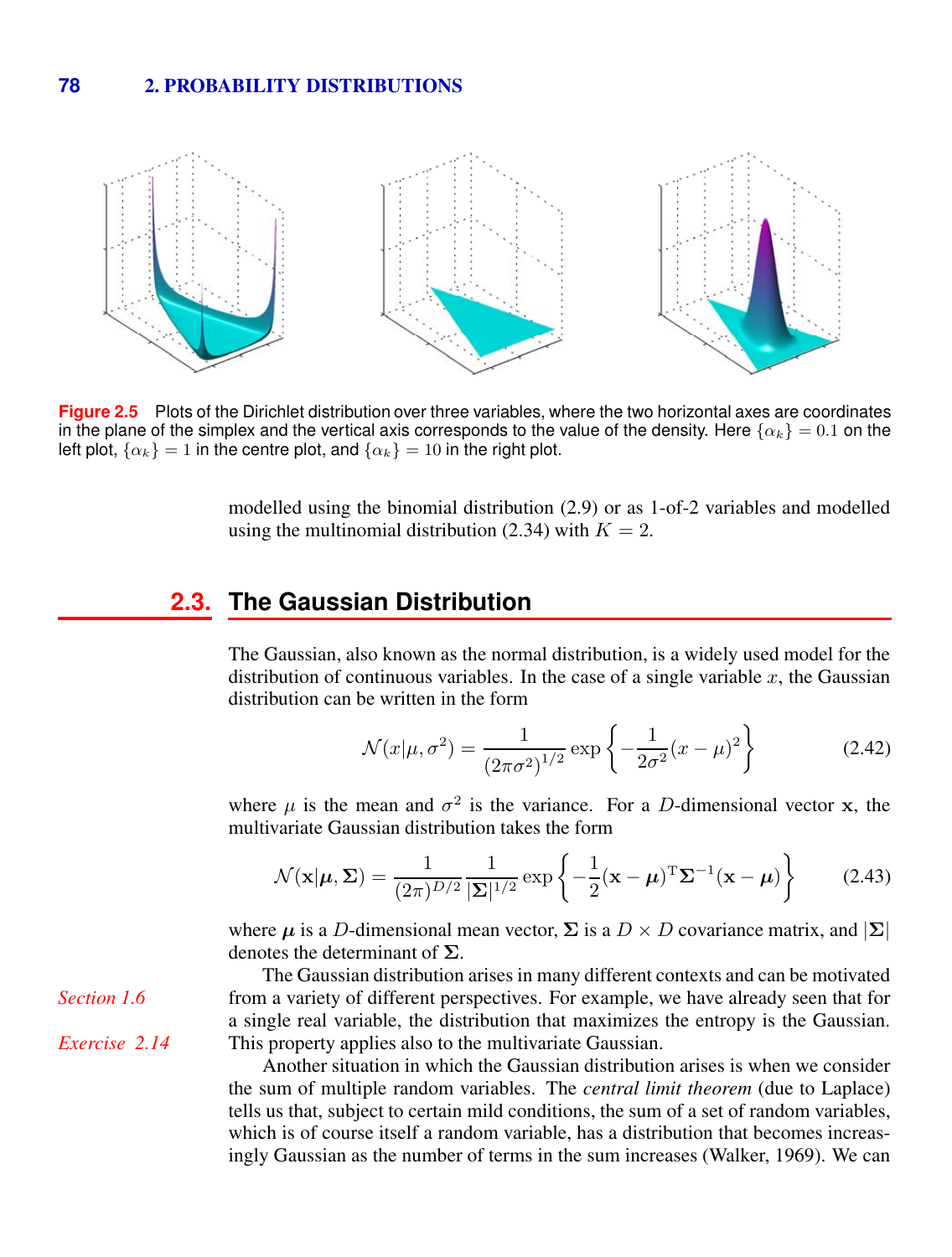**Figure 2.5** Plots of the Dirichlet distribution over three variables, where the two horizontal axes are coordinates in the plane of the simplex and the vertical axis corresponds to the value of the density. Here $\{\alpha_k\} = 0.1$ on the left plot, $\{\alpha_k\} = 1$ in the centre plot, and $\{\alpha_k\} = 10$ in the right plot.

modelled using the binomial distribution (2.9) or as 1-of-2 variables and modelled using the multinomial distribution (2.34) with $K = 2$.

## 2.3. The Gaussian Distribution

The Gaussian, also known as the normal distribution, is a widely used model for the distribution of continuous variables. In the case of a single variable $x$, the Gaussian distribution can be written in the form

$$\mathcal{N}(x|\mu, \sigma^2) = \frac{1}{(2\pi\sigma^2)^{1/2}} \exp\left\{-\frac{1}{2\sigma^2}(x-\mu)^2\right\} \tag{2.42}$$

where $\mu$ is the mean and $\sigma^2$ is the variance. For a $D$-dimensional vector $\mathbf{x}$, the multivariate Gaussian distribution takes the form

$$\mathcal{N}(\mathbf{x}|\boldsymbol{\mu}, \boldsymbol{\Sigma}) = \frac{1}{(2\pi)^{D/2}} \frac{1}{|\boldsymbol{\Sigma}|^{1/2}} \exp\left\{-\frac{1}{2}(\mathbf{x}-\boldsymbol{\mu})^{\mathrm{T}}\boldsymbol{\Sigma}^{-1}(\mathbf{x}-\boldsymbol{\mu})\right\} \tag{2.43}$$

where $\boldsymbol{\mu}$ is a $D$-dimensional mean vector, $\boldsymbol{\Sigma}$ is a $D \times D$ covariance matrix, and $|\boldsymbol{\Sigma}|$ denotes the determinant of $\boldsymbol{\Sigma}$.

*Section 1.6*

*Exercise 2.14*

The Gaussian distribution arises in many different contexts and can be motivated from a variety of different perspectives. For example, we have already seen that for a single real variable, the distribution that maximizes the entropy is the Gaussian. This property applies also to the multivariate Gaussian.

Another situation in which the Gaussian distribution arises is when we consider the sum of multiple random variables. The *central limit theorem* (due to Laplace) tells us that, subject to certain mild conditions, the sum of a set of random variables, which is of course itself a random variable, has a distribution that becomes increasingly Gaussian as the number of terms in the sum increases (Walker, 1969). We can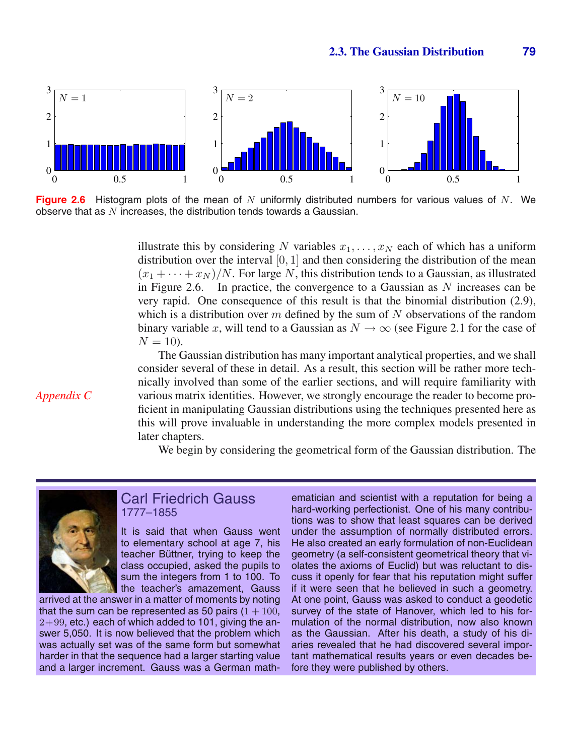**Figure 2.6** Histogram plots of the mean of $N$ uniformly distributed numbers for various values of $N$. We observe that as $N$ increases, the distribution tends towards a Gaussian.

illustrate this by considering $N$ variables $x_1, \ldots, x_N$ each of which has a uniform distribution over the interval $[0, 1]$ and then considering the distribution of the mean $(x_1 + \cdots + x_N)/N$. For large $N$, this distribution tends to a Gaussian, as illustrated in Figure 2.6. In practice, the convergence to a Gaussian as $N$ increases can be very rapid. One consequence of this result is that the binomial distribution (2.9), which is a distribution over $m$ defined by the sum of $N$ observations of the random binary variable $x$, will tend to a Gaussian as $N \to \infty$ (see Figure 2.1 for the case of $N = 10$).

The Gaussian distribution has many important analytical properties, and we shall consider several of these in detail. As a result, this section will be rather more technically involved than some of the earlier sections, and will require familiarity with various matrix identities. However, we strongly encourage the reader to become proficient in manipulating Gaussian distributions using the techniques presented here as this will prove invaluable in understanding the more complex models presented in later chapters.

*Appendix C*

We begin by considering the geometrical form of the Gaussian distribution. The

---

**Carl Friedrich Gauss**
1777–1855

It is said that when Gauss went to elementary school at age 7, his teacher Büttner, trying to keep the class occupied, asked the pupils to sum the integers from 1 to 100. To the teacher's amazement, Gauss arrived at the answer in a matter of moments by noting that the sum can be represented as 50 pairs ($1 + 100$, $2 + 99$, etc.) each of which added to 101, giving the answer 5,050. It is now believed that the problem which was actually set was of the same form but somewhat harder in that the sequence had a larger starting value and a larger increment. Gauss was a German mathematician and scientist with a reputation for being a hard-working perfectionist. One of his many contributions was to show that least squares can be derived under the assumption of normally distributed errors. He also created an early formulation of non-Euclidean geometry (a self-consistent geometrical theory that violates the axioms of Euclid) but was reluctant to discuss it openly for fear that his reputation might suffer if it were seen that he believed in such a geometry. At one point, Gauss was asked to conduct a geodetic survey of the state of Hanover, which led to his formulation of the normal distribution, now also known as the Gaussian. After his death, a study of his diaries revealed that he had discovered several important mathematical results years or even decades before they were published by others.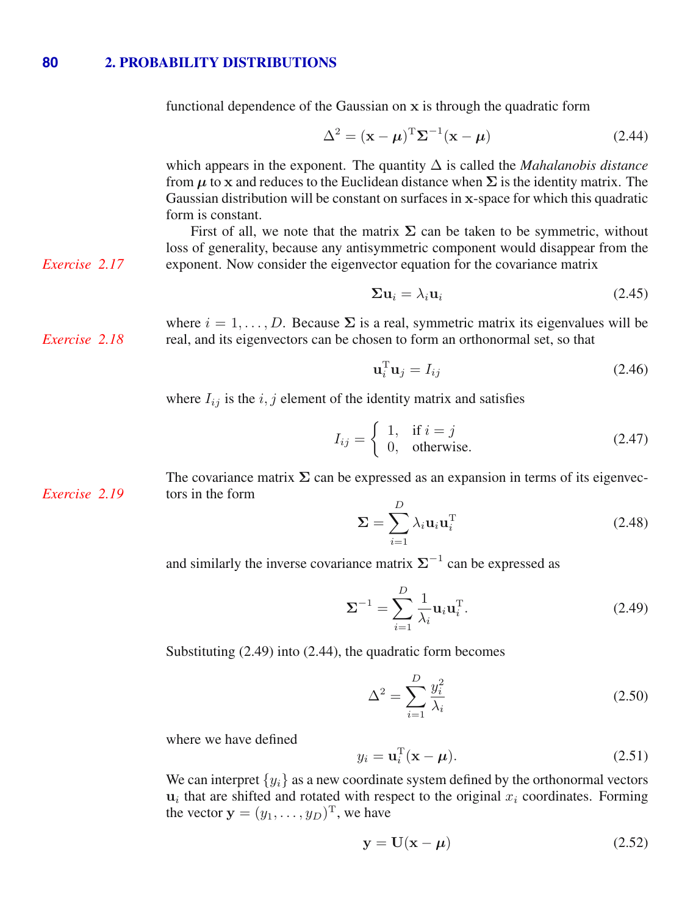functional dependence of the Gaussian on $\mathbf{x}$ is through the quadratic form

$$\Delta^2 = (\mathbf{x} - \boldsymbol{\mu})^{\mathrm{T}} \boldsymbol{\Sigma}^{-1} (\mathbf{x} - \boldsymbol{\mu}) \tag{2.44}$$

which appears in the exponent. The quantity $\Delta$ is called the *Mahalanobis distance* from $\boldsymbol{\mu}$ to $\mathbf{x}$ and reduces to the Euclidean distance when $\boldsymbol{\Sigma}$ is the identity matrix. The Gaussian distribution will be constant on surfaces in $\mathbf{x}$-space for which this quadratic form is constant.

First of all, we note that the matrix $\boldsymbol{\Sigma}$ can be taken to be symmetric, without loss of generality, because any antisymmetric component would disappear from the exponent. Now consider the eigenvector equation for the covariance matrix

*Exercise 2.17*

$$\boldsymbol{\Sigma} \mathbf{u}_i = \lambda_i \mathbf{u}_i \tag{2.45}$$

where $i = 1, \ldots, D$. Because $\boldsymbol{\Sigma}$ is a real, symmetric matrix its eigenvalues will be real, and its eigenvectors can be chosen to form an orthonormal set, so that

*Exercise 2.18*

$$\mathbf{u}_i^{\mathrm{T}} \mathbf{u}_j = I_{ij} \tag{2.46}$$

where $I_{ij}$ is the $i, j$ element of the identity matrix and satisfies

$$I_{ij} = \begin{cases} 1, & \text{if } i = j \\ 0, & \text{otherwise.} \end{cases} \tag{2.47}$$

The covariance matrix $\boldsymbol{\Sigma}$ can be expressed as an expansion in terms of its eigenvectors in the form

*Exercise 2.19*

$$\boldsymbol{\Sigma} = \sum_{i=1}^{D} \lambda_i \mathbf{u}_i \mathbf{u}_i^{\mathrm{T}} \tag{2.48}$$

and similarly the inverse covariance matrix $\boldsymbol{\Sigma}^{-1}$ can be expressed as

$$\boldsymbol{\Sigma}^{-1} = \sum_{i=1}^{D} \frac{1}{\lambda_i} \mathbf{u}_i \mathbf{u}_i^{\mathrm{T}}. \tag{2.49}$$

Substituting (2.49) into (2.44), the quadratic form becomes

$$\Delta^2 = \sum_{i=1}^{D} \frac{y_i^2}{\lambda_i} \tag{2.50}$$

where we have defined

$$y_i = \mathbf{u}_i^{\mathrm{T}} (\mathbf{x} - \boldsymbol{\mu}). \tag{2.51}$$

We can interpret $\{y_i\}$ as a new coordinate system defined by the orthonormal vectors $\mathbf{u}_i$ that are shifted and rotated with respect to the original $x_i$ coordinates. Forming the vector $\mathbf{y} = (y_1, \ldots, y_D)^{\mathrm{T}}$, we have

$$\mathbf{y} = \mathbf{U}(\mathbf{x} - \boldsymbol{\mu}) \tag{2.52}$$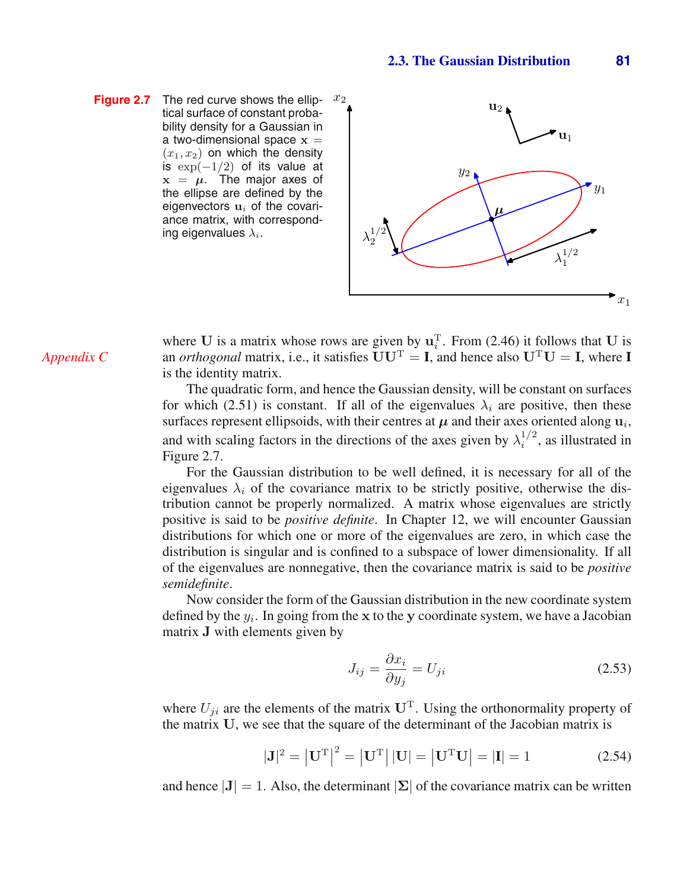**Figure 2.7** The red curve shows the elliptical surface of constant probability density for a Gaussian in a two-dimensional space $\mathbf{x} = (x_1, x_2)$ on which the density is $\exp(-1/2)$ of its value at $\mathbf{x} = \boldsymbol{\mu}$. The major axes of the ellipse are defined by the eigenvectors $\mathbf{u}_i$ of the covariance matrix, with corresponding eigenvalues $\lambda_i$.

*Appendix C*

where $\mathbf{U}$ is a matrix whose rows are given by $\mathbf{u}_i^{\mathrm{T}}$. From (2.46) it follows that $\mathbf{U}$ is an *orthogonal* matrix, i.e., it satisfies $\mathbf{U}\mathbf{U}^{\mathrm{T}} = \mathbf{I}$, and hence also $\mathbf{U}^{\mathrm{T}}\mathbf{U} = \mathbf{I}$, where $\mathbf{I}$ is the identity matrix.

The quadratic form, and hence the Gaussian density, will be constant on surfaces for which (2.51) is constant. If all of the eigenvalues $\lambda_i$ are positive, then these surfaces represent ellipsoids, with their centres at $\boldsymbol{\mu}$ and their axes oriented along $\mathbf{u}_i$, and with scaling factors in the directions of the axes given by $\lambda_i^{1/2}$, as illustrated in Figure 2.7.

For the Gaussian distribution to be well defined, it is necessary for all of the eigenvalues $\lambda_i$ of the covariance matrix to be strictly positive, otherwise the distribution cannot be properly normalized. A matrix whose eigenvalues are strictly positive is said to be *positive definite*. In Chapter 12, we will encounter Gaussian distributions for which one or more of the eigenvalues are zero, in which case the distribution is singular and is confined to a subspace of lower dimensionality. If all of the eigenvalues are nonnegative, then the covariance matrix is said to be *positive semidefinite*.

Now consider the form of the Gaussian distribution in the new coordinate system defined by the $y_i$. In going from the $\mathbf{x}$ to the $\mathbf{y}$ coordinate system, we have a Jacobian matrix $\mathbf{J}$ with elements given by

$$J_{ij} = \frac{\partial x_i}{\partial y_j} = U_{ji} \tag{2.53}$$

where $U_{ji}$ are the elements of the matrix $\mathbf{U}^{\mathrm{T}}$. Using the orthonormality property of the matrix $\mathbf{U}$, we see that the square of the determinant of the Jacobian matrix is

$$|\mathbf{J}|^2 = \left|\mathbf{U}^{\mathrm{T}}\right|^2 = \left|\mathbf{U}^{\mathrm{T}}\right| |\mathbf{U}| = \left|\mathbf{U}^{\mathrm{T}}\mathbf{U}\right| = |\mathbf{I}| = 1 \tag{2.54}$$

and hence $|\mathbf{J}| = 1$. Also, the determinant $|\boldsymbol{\Sigma}|$ of the covariance matrix can be written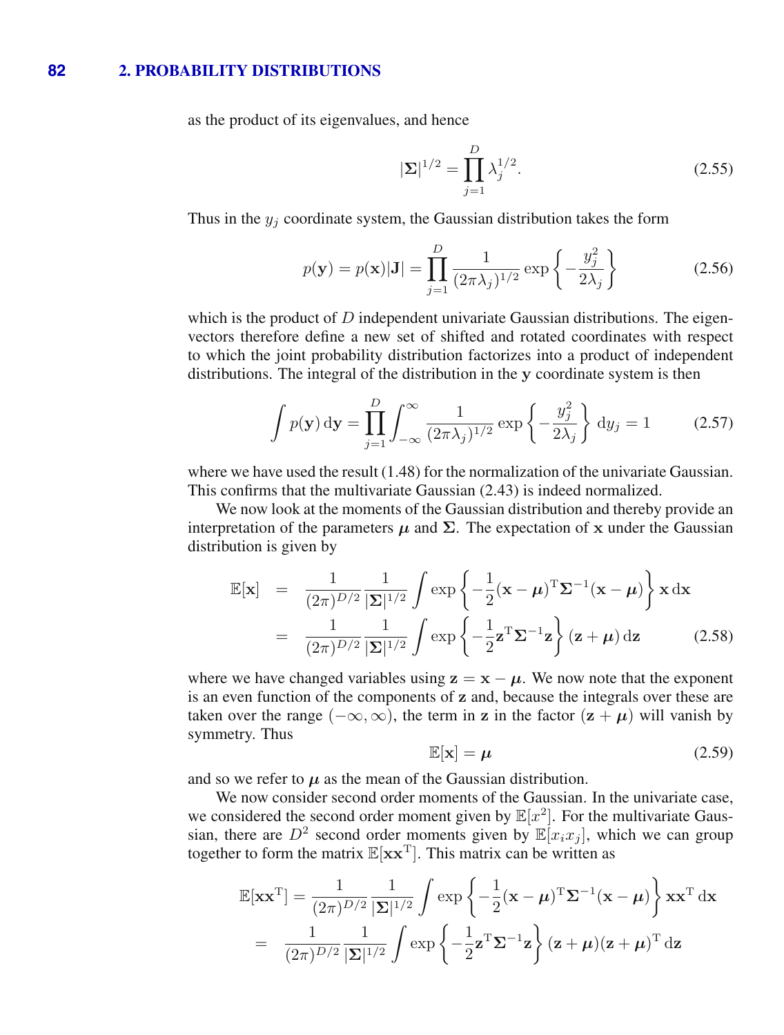as the product of its eigenvalues, and hence

$$|\boldsymbol{\Sigma}|^{1/2} = \prod_{j=1}^{D} \lambda_j^{1/2}. \tag{2.55}$$

Thus in the $y_j$ coordinate system, the Gaussian distribution takes the form

$$p(\mathbf{y}) = p(\mathbf{x})|\mathbf{J}| = \prod_{j=1}^{D} \frac{1}{(2\pi\lambda_j)^{1/2}} \exp\left\{-\frac{y_j^2}{2\lambda_j}\right\} \tag{2.56}$$

which is the product of $D$ independent univariate Gaussian distributions. The eigenvectors therefore define a new set of shifted and rotated coordinates with respect to which the joint probability distribution factorizes into a product of independent distributions. The integral of the distribution in the $\mathbf{y}$ coordinate system is then

$$\int p(\mathbf{y}) \, \mathrm{d}\mathbf{y} = \prod_{j=1}^{D} \int_{-\infty}^{\infty} \frac{1}{(2\pi\lambda_j)^{1/2}} \exp\left\{-\frac{y_j^2}{2\lambda_j}\right\} \mathrm{d}y_j = 1 \tag{2.57}$$

where we have used the result (1.48) for the normalization of the univariate Gaussian. This confirms that the multivariate Gaussian (2.43) is indeed normalized.

We now look at the moments of the Gaussian distribution and thereby provide an interpretation of the parameters $\boldsymbol{\mu}$ and $\boldsymbol{\Sigma}$. The expectation of $\mathbf{x}$ under the Gaussian distribution is given by

$$\begin{aligned}
\mathbb{E}[\mathbf{x}] &= \frac{1}{(2\pi)^{D/2}} \frac{1}{|\boldsymbol{\Sigma}|^{1/2}} \int \exp\left\{-\frac{1}{2}(\mathbf{x}-\boldsymbol{\mu})^{\mathrm{T}}\boldsymbol{\Sigma}^{-1}(\mathbf{x}-\boldsymbol{\mu})\right\} \mathbf{x} \, \mathrm{d}\mathbf{x} \\
&= \frac{1}{(2\pi)^{D/2}} \frac{1}{|\boldsymbol{\Sigma}|^{1/2}} \int \exp\left\{-\frac{1}{2}\mathbf{z}^{\mathrm{T}}\boldsymbol{\Sigma}^{-1}\mathbf{z}\right\} (\mathbf{z}+\boldsymbol{\mu}) \, \mathrm{d}\mathbf{z}
\end{aligned} \tag{2.58}$$

where we have changed variables using $\mathbf{z} = \mathbf{x} - \boldsymbol{\mu}$. We now note that the exponent is an even function of the components of $\mathbf{z}$ and, because the integrals over these are taken over the range $(-\infty, \infty)$, the term in $\mathbf{z}$ in the factor $(\mathbf{z} + \boldsymbol{\mu})$ will vanish by symmetry. Thus

$$\mathbb{E}[\mathbf{x}] = \boldsymbol{\mu} \tag{2.59}$$

and so we refer to $\boldsymbol{\mu}$ as the mean of the Gaussian distribution.

We now consider second order moments of the Gaussian. In the univariate case, we considered the second order moment given by $\mathbb{E}[x^2]$. For the multivariate Gaussian, there are $D^2$ second order moments given by $\mathbb{E}[x_i x_j]$, which we can group together to form the matrix $\mathbb{E}[\mathbf{x}\mathbf{x}^{\mathrm{T}}]$. This matrix can be written as

$$\begin{aligned}
\mathbb{E}[\mathbf{x}\mathbf{x}^{\mathrm{T}}] &= \frac{1}{(2\pi)^{D/2}} \frac{1}{|\boldsymbol{\Sigma}|^{1/2}} \int \exp\left\{-\frac{1}{2}(\mathbf{x}-\boldsymbol{\mu})^{\mathrm{T}}\boldsymbol{\Sigma}^{-1}(\mathbf{x}-\boldsymbol{\mu})\right\} \mathbf{x}\mathbf{x}^{\mathrm{T}} \, \mathrm{d}\mathbf{x} \\
&= \frac{1}{(2\pi)^{D/2}} \frac{1}{|\boldsymbol{\Sigma}|^{1/2}} \int \exp\left\{-\frac{1}{2}\mathbf{z}^{\mathrm{T}}\boldsymbol{\Sigma}^{-1}\mathbf{z}\right\} (\mathbf{z}+\boldsymbol{\mu})(\mathbf{z}+\boldsymbol{\mu})^{\mathrm{T}} \, \mathrm{d}\mathbf{z}
\end{aligned}$$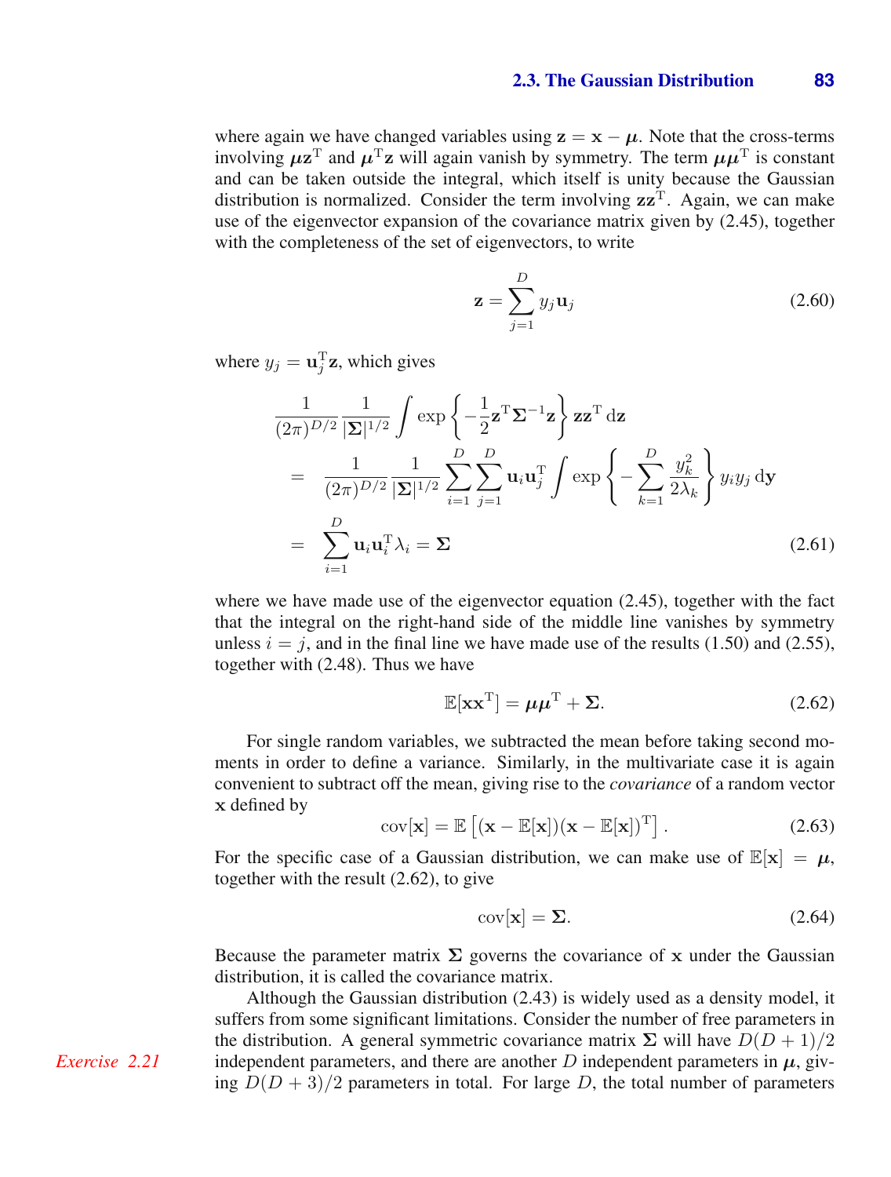where again we have changed variables using $\mathbf{z} = \mathbf{x} - \boldsymbol{\mu}$. Note that the cross-terms involving $\boldsymbol{\mu}\mathbf{z}^{\mathrm{T}}$ and $\boldsymbol{\mu}^{\mathrm{T}}\mathbf{z}$ will again vanish by symmetry. The term $\boldsymbol{\mu}\boldsymbol{\mu}^{\mathrm{T}}$ is constant and can be taken outside the integral, which itself is unity because the Gaussian distribution is normalized. Consider the term involving $\mathbf{z}\mathbf{z}^{\mathrm{T}}$. Again, we can make use of the eigenvector expansion of the covariance matrix given by (2.45), together with the completeness of the set of eigenvectors, to write

$$\mathbf{z} = \sum_{j=1}^{D} y_j \mathbf{u}_j \tag{2.60}$$

where $y_j = \mathbf{u}_j^{\mathrm{T}}\mathbf{z}$, which gives

$$\begin{aligned}
&\frac{1}{(2\pi)^{D/2}} \frac{1}{|\boldsymbol{\Sigma}|^{1/2}} \int \exp\left\{ -\frac{1}{2}\mathbf{z}^{\mathrm{T}}\boldsymbol{\Sigma}^{-1}\mathbf{z} \right\} \mathbf{z}\mathbf{z}^{\mathrm{T}} \,\mathrm{d}\mathbf{z} \\
&= \frac{1}{(2\pi)^{D/2}} \frac{1}{|\boldsymbol{\Sigma}|^{1/2}} \sum_{i=1}^{D}\sum_{j=1}^{D} \mathbf{u}_i\mathbf{u}_j^{\mathrm{T}} \int \exp\left\{ -\sum_{k=1}^{D} \frac{y_k^2}{2\lambda_k} \right\} y_i y_j \,\mathrm{d}\mathbf{y} \\
&= \sum_{i=1}^{D} \mathbf{u}_i\mathbf{u}_i^{\mathrm{T}}\lambda_i = \boldsymbol{\Sigma}
\end{aligned} \tag{2.61}$$

where we have made use of the eigenvector equation (2.45), together with the fact that the integral on the right-hand side of the middle line vanishes by symmetry unless $i = j$, and in the final line we have made use of the results (1.50) and (2.55), together with (2.48). Thus we have

$$\mathbb{E}[\mathbf{x}\mathbf{x}^{\mathrm{T}}] = \boldsymbol{\mu}\boldsymbol{\mu}^{\mathrm{T}} + \boldsymbol{\Sigma}. \tag{2.62}$$

For single random variables, we subtracted the mean before taking second moments in order to define a variance. Similarly, in the multivariate case it is again convenient to subtract off the mean, giving rise to the *covariance* of a random vector $\mathbf{x}$ defined by

$$\mathrm{cov}[\mathbf{x}] = \mathbb{E}\left[ (\mathbf{x} - \mathbb{E}[\mathbf{x}])(\mathbf{x} - \mathbb{E}[\mathbf{x}])^{\mathrm{T}} \right]. \tag{2.63}$$

For the specific case of a Gaussian distribution, we can make use of $\mathbb{E}[\mathbf{x}] = \boldsymbol{\mu}$, together with the result (2.62), to give

$$\mathrm{cov}[\mathbf{x}] = \boldsymbol{\Sigma}. \tag{2.64}$$

Because the parameter matrix $\boldsymbol{\Sigma}$ governs the covariance of $\mathbf{x}$ under the Gaussian distribution, it is called the covariance matrix.

Although the Gaussian distribution (2.43) is widely used as a density model, it suffers from some significant limitations. Consider the number of free parameters in the distribution. A general symmetric covariance matrix $\boldsymbol{\Sigma}$ will have $D(D+1)/2$ independent parameters, and there are another $D$ independent parameters in $\boldsymbol{\mu}$, giving $D(D+3)/2$ parameters in total. For large $D$, the total number of parameters

*Exercise 2.21*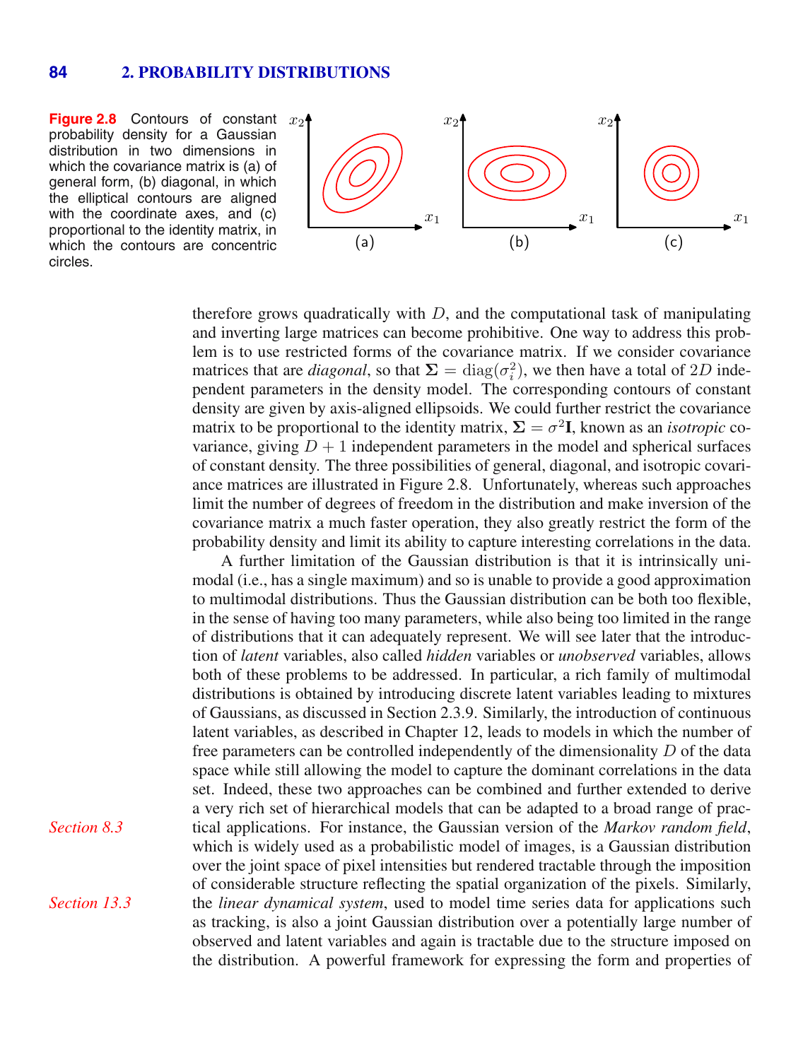**Figure 2.8** Contours of constant probability density for a Gaussian distribution in two dimensions in which the covariance matrix is (a) of general form, (b) diagonal, in which the elliptical contours are aligned with the coordinate axes, and (c) proportional to the identity matrix, in which the contours are concentric circles.

$x_2$

$x_1$

(a)

$x_2$

$x_1$

(b)

$x_2$

$x_1$

(c)

therefore grows quadratically with $D$, and the computational task of manipulating and inverting large matrices can become prohibitive. One way to address this problem is to use restricted forms of the covariance matrix. If we consider covariance matrices that are *diagonal*, so that $\boldsymbol{\Sigma} = \mathrm{diag}(\sigma_i^2)$, we then have a total of $2D$ independent parameters in the density model. The corresponding contours of constant density are given by axis-aligned ellipsoids. We could further restrict the covariance matrix to be proportional to the identity matrix, $\boldsymbol{\Sigma} = \sigma^2 \mathbf{I}$, known as an *isotropic* covariance, giving $D + 1$ independent parameters in the model and spherical surfaces of constant density. The three possibilities of general, diagonal, and isotropic covariance matrices are illustrated in Figure 2.8. Unfortunately, whereas such approaches limit the number of degrees of freedom in the distribution and make inversion of the covariance matrix a much faster operation, they also greatly restrict the form of the probability density and limit its ability to capture interesting correlations in the data.

A further limitation of the Gaussian distribution is that it is intrinsically unimodal (i.e., has a single maximum) and so is unable to provide a good approximation to multimodal distributions. Thus the Gaussian distribution can be both too flexible, in the sense of having too many parameters, while also being too limited in the range of distributions that it can adequately represent. We will see later that the introduction of *latent* variables, also called *hidden* variables or *unobserved* variables, allows both of these problems to be addressed. In particular, a rich family of multimodal distributions is obtained by introducing discrete latent variables leading to mixtures of Gaussians, as discussed in Section 2.3.9. Similarly, the introduction of continuous latent variables, as described in Chapter 12, leads to models in which the number of free parameters can be controlled independently of the dimensionality $D$ of the data space while still allowing the model to capture the dominant correlations in the data set. Indeed, these two approaches can be combined and further extended to derive a very rich set of hierarchical models that can be adapted to a broad range of practical applications. For instance, the Gaussian version of the *Markov random field*, which is widely used as a probabilistic model of images, is a Gaussian distribution over the joint space of pixel intensities but rendered tractable through the imposition of considerable structure reflecting the spatial organization of the pixels. Similarly, the *linear dynamical system*, used to model time series data for applications such as tracking, is also a joint Gaussian distribution over a potentially large number of observed and latent variables and again is tractable due to the structure imposed on the distribution. A powerful framework for expressing the form and properties of

*Section 8.3*

*Section 13.3*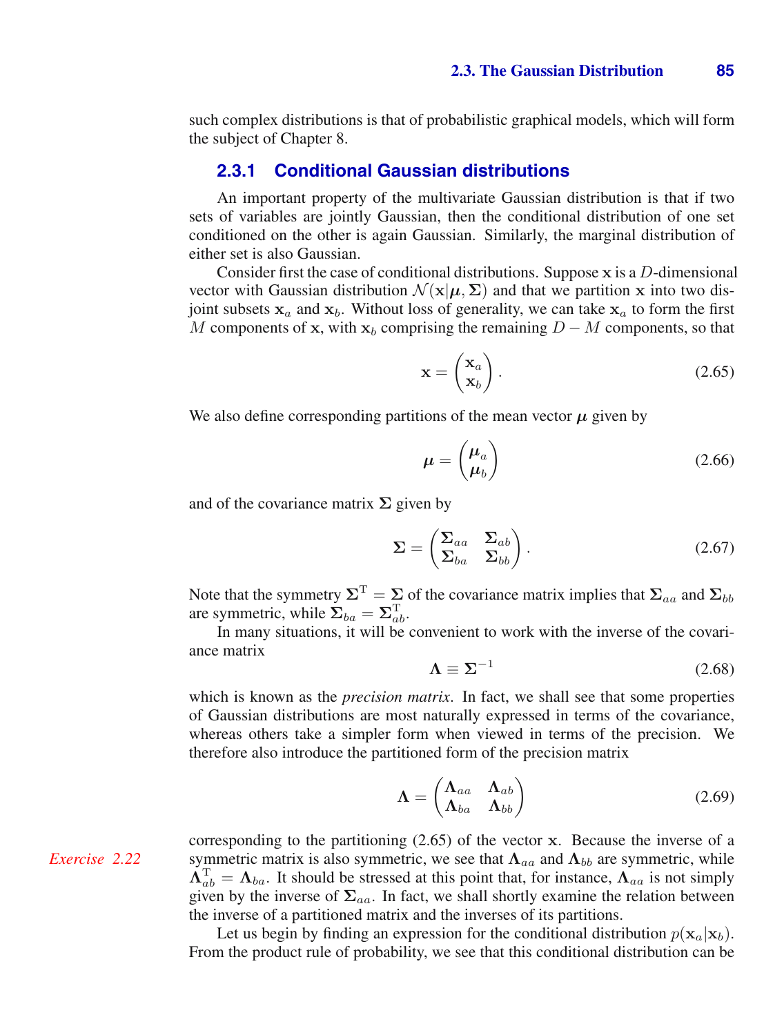such complex distributions is that of probabilistic graphical models, which will form the subject of Chapter 8.

### 2.3.1 Conditional Gaussian distributions

An important property of the multivariate Gaussian distribution is that if two sets of variables are jointly Gaussian, then the conditional distribution of one set conditioned on the other is again Gaussian. Similarly, the marginal distribution of either set is also Gaussian.

Consider first the case of conditional distributions. Suppose $\mathbf{x}$ is a $D$-dimensional vector with Gaussian distribution $\mathcal{N}(\mathbf{x}|\boldsymbol{\mu}, \boldsymbol{\Sigma})$ and that we partition $\mathbf{x}$ into two disjoint subsets $\mathbf{x}_a$ and $\mathbf{x}_b$. Without loss of generality, we can take $\mathbf{x}_a$ to form the first $M$ components of $\mathbf{x}$, with $\mathbf{x}_b$ comprising the remaining $D - M$ components, so that

$$\mathbf{x} = \begin{pmatrix} \mathbf{x}_a \\ \mathbf{x}_b \end{pmatrix}. \tag{2.65}$$

We also define corresponding partitions of the mean vector $\boldsymbol{\mu}$ given by

$$\boldsymbol{\mu} = \begin{pmatrix} \boldsymbol{\mu}_a \\ \boldsymbol{\mu}_b \end{pmatrix} \tag{2.66}$$

and of the covariance matrix $\boldsymbol{\Sigma}$ given by

$$\boldsymbol{\Sigma} = \begin{pmatrix} \boldsymbol{\Sigma}_{aa} & \boldsymbol{\Sigma}_{ab} \\ \boldsymbol{\Sigma}_{ba} & \boldsymbol{\Sigma}_{bb} \end{pmatrix}. \tag{2.67}$$

Note that the symmetry $\boldsymbol{\Sigma}^{\mathrm{T}} = \boldsymbol{\Sigma}$ of the covariance matrix implies that $\boldsymbol{\Sigma}_{aa}$ and $\boldsymbol{\Sigma}_{bb}$ are symmetric, while $\boldsymbol{\Sigma}_{ba} = \boldsymbol{\Sigma}_{ab}^{\mathrm{T}}$.

In many situations, it will be convenient to work with the inverse of the covariance matrix

$$\boldsymbol{\Lambda} \equiv \boldsymbol{\Sigma}^{-1} \tag{2.68}$$

which is known as the *precision matrix*. In fact, we shall see that some properties of Gaussian distributions are most naturally expressed in terms of the covariance, whereas others take a simpler form when viewed in terms of the precision. We therefore also introduce the partitioned form of the precision matrix

$$\boldsymbol{\Lambda} = \begin{pmatrix} \boldsymbol{\Lambda}_{aa} & \boldsymbol{\Lambda}_{ab} \\ \boldsymbol{\Lambda}_{ba} & \boldsymbol{\Lambda}_{bb} \end{pmatrix} \tag{2.69}$$

*Exercise 2.22*

corresponding to the partitioning (2.65) of the vector $\mathbf{x}$. Because the inverse of a symmetric matrix is also symmetric, we see that $\boldsymbol{\Lambda}_{aa}$ and $\boldsymbol{\Lambda}_{bb}$ are symmetric, while $\boldsymbol{\Lambda}_{ab}^{\mathrm{T}} = \boldsymbol{\Lambda}_{ba}$. It should be stressed at this point that, for instance, $\boldsymbol{\Lambda}_{aa}$ is not simply given by the inverse of $\boldsymbol{\Sigma}_{aa}$. In fact, we shall shortly examine the relation between the inverse of a partitioned matrix and the inverses of its partitions.

Let us begin by finding an expression for the conditional distribution $p(\mathbf{x}_a|\mathbf{x}_b)$. From the product rule of probability, we see that this conditional distribution can be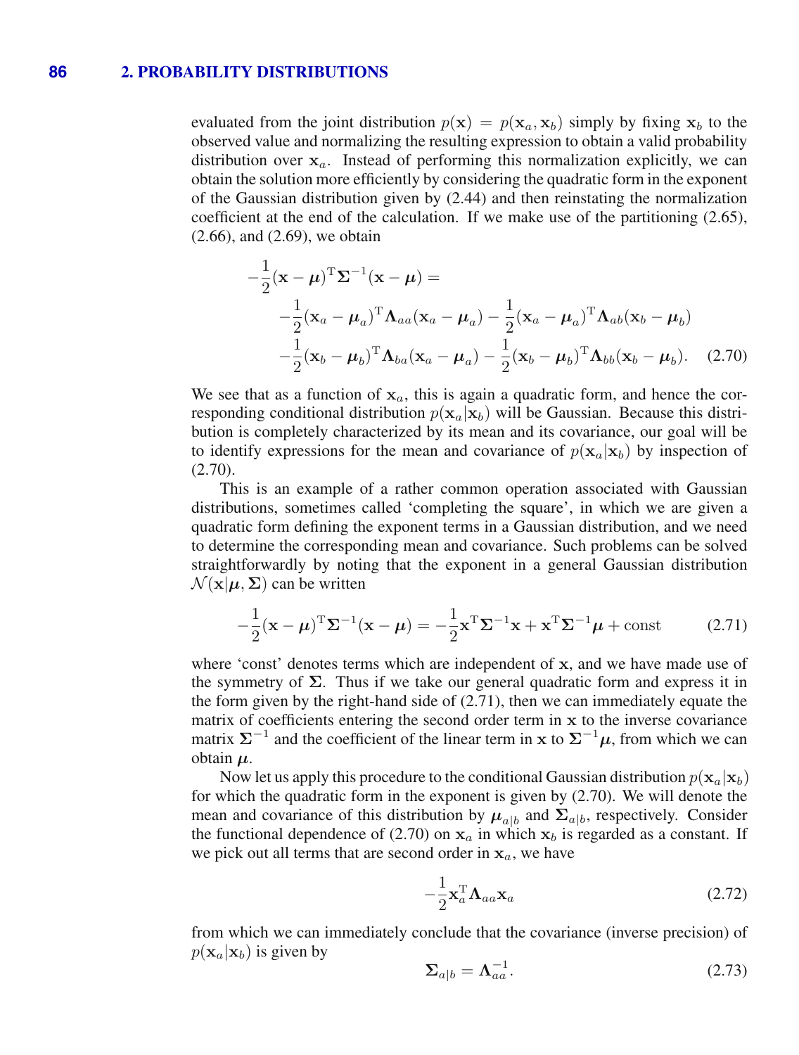evaluated from the joint distribution $p(\mathbf{x}) = p(\mathbf{x}_a, \mathbf{x}_b)$ simply by fixing $\mathbf{x}_b$ to the observed value and normalizing the resulting expression to obtain a valid probability distribution over $\mathbf{x}_a$. Instead of performing this normalization explicitly, we can obtain the solution more efficiently by considering the quadratic form in the exponent of the Gaussian distribution given by (2.44) and then reinstating the normalization coefficient at the end of the calculation. If we make use of the partitioning (2.65), (2.66), and (2.69), we obtain

$$
\begin{aligned}
-\frac{1}{2}(\mathbf{x}-\boldsymbol{\mu})^{\mathrm{T}}\boldsymbol{\Sigma}^{-1}(\mathbf{x}-\boldsymbol{\mu}) = \\
-\frac{1}{2}(\mathbf{x}_a-\boldsymbol{\mu}_a)^{\mathrm{T}}\boldsymbol{\Lambda}_{aa}(\mathbf{x}_a-\boldsymbol{\mu}_a) - \frac{1}{2}(\mathbf{x}_a-\boldsymbol{\mu}_a)^{\mathrm{T}}\boldsymbol{\Lambda}_{ab}(\mathbf{x}_b-\boldsymbol{\mu}_b) \\
-\frac{1}{2}(\mathbf{x}_b-\boldsymbol{\mu}_b)^{\mathrm{T}}\boldsymbol{\Lambda}_{ba}(\mathbf{x}_a-\boldsymbol{\mu}_a) - \frac{1}{2}(\mathbf{x}_b-\boldsymbol{\mu}_b)^{\mathrm{T}}\boldsymbol{\Lambda}_{bb}(\mathbf{x}_b-\boldsymbol{\mu}_b).
\end{aligned}
\tag{2.70}
$$

We see that as a function of $\mathbf{x}_a$, this is again a quadratic form, and hence the corresponding conditional distribution $p(\mathbf{x}_a|\mathbf{x}_b)$ will be Gaussian. Because this distribution is completely characterized by its mean and its covariance, our goal will be to identify expressions for the mean and covariance of $p(\mathbf{x}_a|\mathbf{x}_b)$ by inspection of (2.70).

This is an example of a rather common operation associated with Gaussian distributions, sometimes called 'completing the square', in which we are given a quadratic form defining the exponent terms in a Gaussian distribution, and we need to determine the corresponding mean and covariance. Such problems can be solved straightforwardly by noting that the exponent in a general Gaussian distribution $\mathcal{N}(\mathbf{x}|\boldsymbol{\mu}, \boldsymbol{\Sigma})$ can be written

$$
-\frac{1}{2}(\mathbf{x}-\boldsymbol{\mu})^{\mathrm{T}}\boldsymbol{\Sigma}^{-1}(\mathbf{x}-\boldsymbol{\mu}) = -\frac{1}{2}\mathbf{x}^{\mathrm{T}}\boldsymbol{\Sigma}^{-1}\mathbf{x} + \mathbf{x}^{\mathrm{T}}\boldsymbol{\Sigma}^{-1}\boldsymbol{\mu} + \text{const} \tag{2.71}
$$

where 'const' denotes terms which are independent of $\mathbf{x}$, and we have made use of the symmetry of $\boldsymbol{\Sigma}$. Thus if we take our general quadratic form and express it in the form given by the right-hand side of (2.71), then we can immediately equate the matrix of coefficients entering the second order term in $\mathbf{x}$ to the inverse covariance matrix $\boldsymbol{\Sigma}^{-1}$ and the coefficient of the linear term in $\mathbf{x}$ to $\boldsymbol{\Sigma}^{-1}\boldsymbol{\mu}$, from which we can obtain $\boldsymbol{\mu}$.

Now let us apply this procedure to the conditional Gaussian distribution $p(\mathbf{x}_a|\mathbf{x}_b)$ for which the quadratic form in the exponent is given by (2.70). We will denote the mean and covariance of this distribution by $\boldsymbol{\mu}_{a|b}$ and $\boldsymbol{\Sigma}_{a|b}$, respectively. Consider the functional dependence of (2.70) on $\mathbf{x}_a$ in which $\mathbf{x}_b$ is regarded as a constant. If we pick out all terms that are second order in $\mathbf{x}_a$, we have

$$
-\frac{1}{2}\mathbf{x}_a^{\mathrm{T}}\boldsymbol{\Lambda}_{aa}\mathbf{x}_a \tag{2.72}
$$

from which we can immediately conclude that the covariance (inverse precision) of $p(\mathbf{x}_a|\mathbf{x}_b)$ is given by

$$
\boldsymbol{\Sigma}_{a|b} = \boldsymbol{\Lambda}_{aa}^{-1}. \tag{2.73}
$$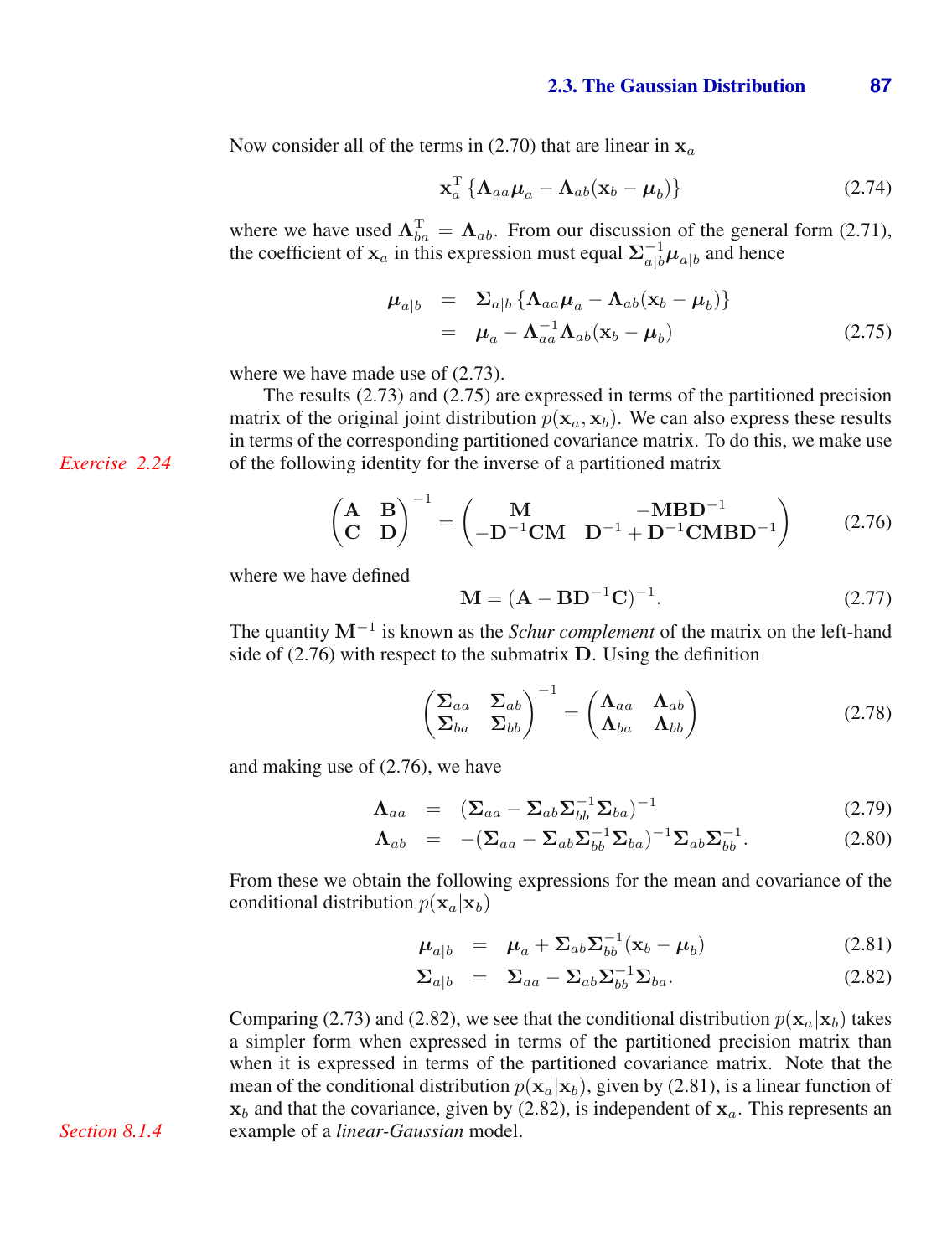Now consider all of the terms in (2.70) that are linear in $\mathbf{x}_a$

$$\mathbf{x}_a^{\mathrm{T}} \left\{ \mathbf{\Lambda}_{aa} \boldsymbol{\mu}_a - \mathbf{\Lambda}_{ab}(\mathbf{x}_b - \boldsymbol{\mu}_b) \right\} \tag{2.74}$$

where we have used $\mathbf{\Lambda}_{ba}^{\mathrm{T}} = \mathbf{\Lambda}_{ab}$. From our discussion of the general form (2.71), the coefficient of $\mathbf{x}_a$ in this expression must equal $\mathbf{\Sigma}_{a|b}^{-1} \boldsymbol{\mu}_{a|b}$ and hence

$$\begin{aligned}
\boldsymbol{\mu}_{a|b} &= \mathbf{\Sigma}_{a|b} \left\{ \mathbf{\Lambda}_{aa} \boldsymbol{\mu}_a - \mathbf{\Lambda}_{ab}(\mathbf{x}_b - \boldsymbol{\mu}_b) \right\} \\
&= \boldsymbol{\mu}_a - \mathbf{\Lambda}_{aa}^{-1} \mathbf{\Lambda}_{ab}(\mathbf{x}_b - \boldsymbol{\mu}_b)
\end{aligned} \tag{2.75}$$

where we have made use of (2.73).

The results (2.73) and (2.75) are expressed in terms of the partitioned precision matrix of the original joint distribution $p(\mathbf{x}_a, \mathbf{x}_b)$. We can also express these results in terms of the corresponding partitioned covariance matrix. To do this, we make use of the following identity for the inverse of a partitioned matrix

*Exercise 2.24*

$$\begin{pmatrix} \mathbf{A} & \mathbf{B} \\ \mathbf{C} & \mathbf{D} \end{pmatrix}^{-1} = \begin{pmatrix} \mathbf{M} & -\mathbf{M}\mathbf{B}\mathbf{D}^{-1} \\ -\mathbf{D}^{-1}\mathbf{C}\mathbf{M} & \mathbf{D}^{-1} + \mathbf{D}^{-1}\mathbf{C}\mathbf{M}\mathbf{B}\mathbf{D}^{-1} \end{pmatrix} \tag{2.76}$$

where we have defined

$$\mathbf{M} = (\mathbf{A} - \mathbf{B}\mathbf{D}^{-1}\mathbf{C})^{-1}. \tag{2.77}$$

The quantity $\mathbf{M}^{-1}$ is known as the *Schur complement* of the matrix on the left-hand side of (2.76) with respect to the submatrix $\mathbf{D}$. Using the definition

$$\begin{pmatrix} \mathbf{\Sigma}_{aa} & \mathbf{\Sigma}_{ab} \\ \mathbf{\Sigma}_{ba} & \mathbf{\Sigma}_{bb} \end{pmatrix}^{-1} = \begin{pmatrix} \mathbf{\Lambda}_{aa} & \mathbf{\Lambda}_{ab} \\ \mathbf{\Lambda}_{ba} & \mathbf{\Lambda}_{bb} \end{pmatrix} \tag{2.78}$$

and making use of (2.76), we have

$$\mathbf{\Lambda}_{aa} = (\mathbf{\Sigma}_{aa} - \mathbf{\Sigma}_{ab}\mathbf{\Sigma}_{bb}^{-1}\mathbf{\Sigma}_{ba})^{-1} \tag{2.79}$$

$$\mathbf{\Lambda}_{ab} = -(\mathbf{\Sigma}_{aa} - \mathbf{\Sigma}_{ab}\mathbf{\Sigma}_{bb}^{-1}\mathbf{\Sigma}_{ba})^{-1}\mathbf{\Sigma}_{ab}\mathbf{\Sigma}_{bb}^{-1}. \tag{2.80}$$

From these we obtain the following expressions for the mean and covariance of the conditional distribution $p(\mathbf{x}_a|\mathbf{x}_b)$

$$\boldsymbol{\mu}_{a|b} = \boldsymbol{\mu}_a + \mathbf{\Sigma}_{ab}\mathbf{\Sigma}_{bb}^{-1}(\mathbf{x}_b - \boldsymbol{\mu}_b) \tag{2.81}$$

$$\mathbf{\Sigma}_{a|b} = \mathbf{\Sigma}_{aa} - \mathbf{\Sigma}_{ab}\mathbf{\Sigma}_{bb}^{-1}\mathbf{\Sigma}_{ba}. \tag{2.82}$$

Comparing (2.73) and (2.82), we see that the conditional distribution $p(\mathbf{x}_a|\mathbf{x}_b)$ takes a simpler form when expressed in terms of the partitioned precision matrix than when it is expressed in terms of the partitioned covariance matrix. Note that the mean of the conditional distribution $p(\mathbf{x}_a|\mathbf{x}_b)$, given by (2.81), is a linear function of $\mathbf{x}_b$ and that the covariance, given by (2.82), is independent of $\mathbf{x}_a$. This represents an example of a *linear-Gaussian* model.

*Section 8.1.4*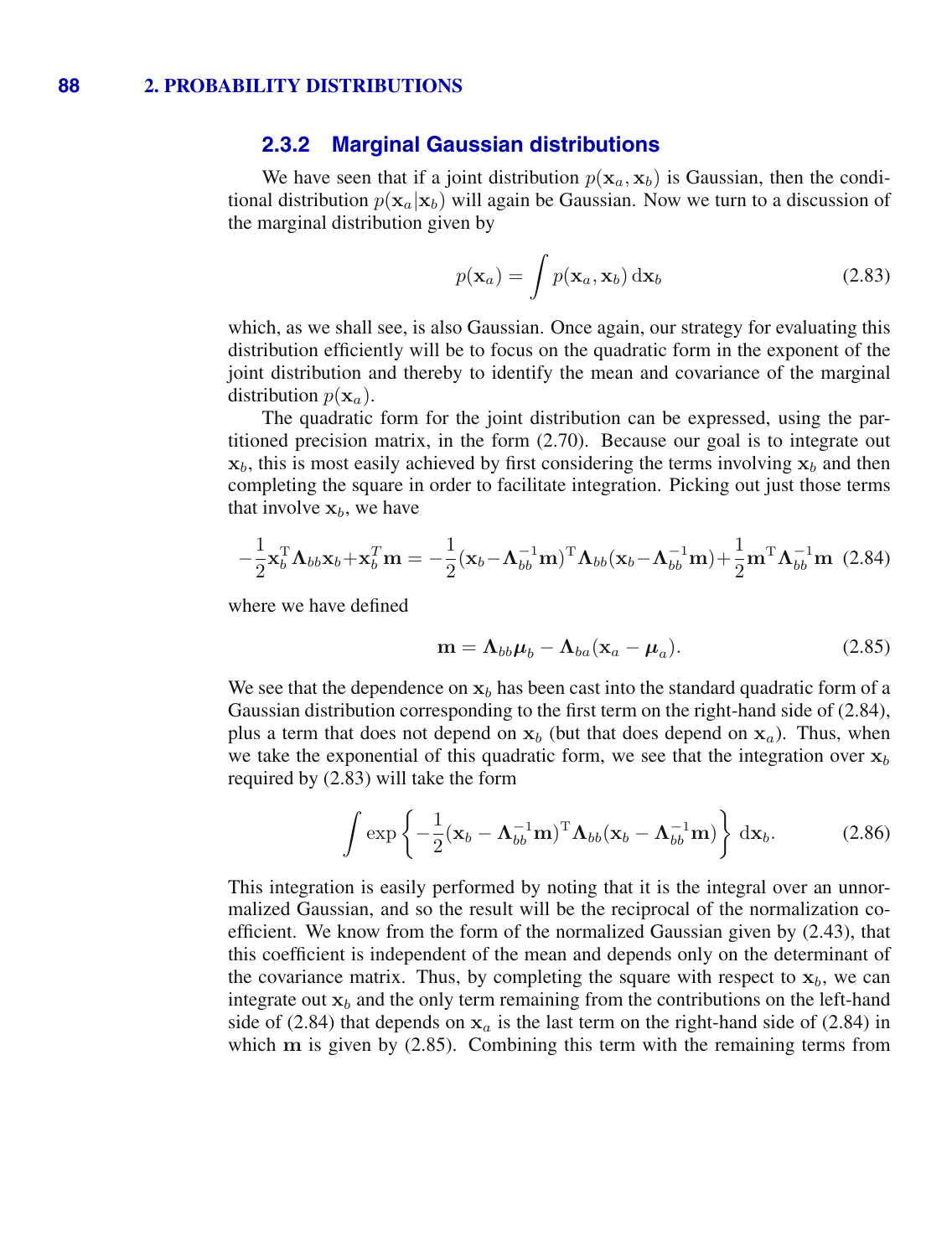### 2.3.2 Marginal Gaussian distributions

We have seen that if a joint distribution $p(\mathbf{x}_a, \mathbf{x}_b)$ is Gaussian, then the conditional distribution $p(\mathbf{x}_a|\mathbf{x}_b)$ will again be Gaussian. Now we turn to a discussion of the marginal distribution given by

$$p(\mathbf{x}_a) = \int p(\mathbf{x}_a, \mathbf{x}_b)\, \mathrm{d}\mathbf{x}_b \tag{2.83}$$

which, as we shall see, is also Gaussian. Once again, our strategy for evaluating this distribution efficiently will be to focus on the quadratic form in the exponent of the joint distribution and thereby to identify the mean and covariance of the marginal distribution $p(\mathbf{x}_a)$.

The quadratic form for the joint distribution can be expressed, using the partitioned precision matrix, in the form (2.70). Because our goal is to integrate out $\mathbf{x}_b$, this is most easily achieved by first considering the terms involving $\mathbf{x}_b$ and then completing the square in order to facilitate integration. Picking out just those terms that involve $\mathbf{x}_b$, we have

$$-\frac{1}{2}\mathbf{x}_b^{\mathrm{T}}\boldsymbol{\Lambda}_{bb}\mathbf{x}_b + \mathbf{x}_b^{T}\mathbf{m} = -\frac{1}{2}(\mathbf{x}_b - \boldsymbol{\Lambda}_{bb}^{-1}\mathbf{m})^{\mathrm{T}}\boldsymbol{\Lambda}_{bb}(\mathbf{x}_b - \boldsymbol{\Lambda}_{bb}^{-1}\mathbf{m}) + \frac{1}{2}\mathbf{m}^{\mathrm{T}}\boldsymbol{\Lambda}_{bb}^{-1}\mathbf{m} \tag{2.84}$$

where we have defined

$$\mathbf{m} = \boldsymbol{\Lambda}_{bb}\boldsymbol{\mu}_b - \boldsymbol{\Lambda}_{ba}(\mathbf{x}_a - \boldsymbol{\mu}_a). \tag{2.85}$$

We see that the dependence on $\mathbf{x}_b$ has been cast into the standard quadratic form of a Gaussian distribution corresponding to the first term on the right-hand side of (2.84), plus a term that does not depend on $\mathbf{x}_b$ (but that does depend on $\mathbf{x}_a$). Thus, when we take the exponential of this quadratic form, we see that the integration over $\mathbf{x}_b$ required by (2.83) will take the form

$$\int \exp\left\{-\frac{1}{2}(\mathbf{x}_b - \boldsymbol{\Lambda}_{bb}^{-1}\mathbf{m})^{\mathrm{T}}\boldsymbol{\Lambda}_{bb}(\mathbf{x}_b - \boldsymbol{\Lambda}_{bb}^{-1}\mathbf{m})\right\} \mathrm{d}\mathbf{x}_b. \tag{2.86}$$

This integration is easily performed by noting that it is the integral over an unnormalized Gaussian, and so the result will be the reciprocal of the normalization coefficient. We know from the form of the normalized Gaussian given by (2.43), that this coefficient is independent of the mean and depends only on the determinant of the covariance matrix. Thus, by completing the square with respect to $\mathbf{x}_b$, we can integrate out $\mathbf{x}_b$ and the only term remaining from the contributions on the left-hand side of (2.84) that depends on $\mathbf{x}_a$ is the last term on the right-hand side of (2.84) in which $\mathbf{m}$ is given by (2.85). Combining this term with the remaining terms from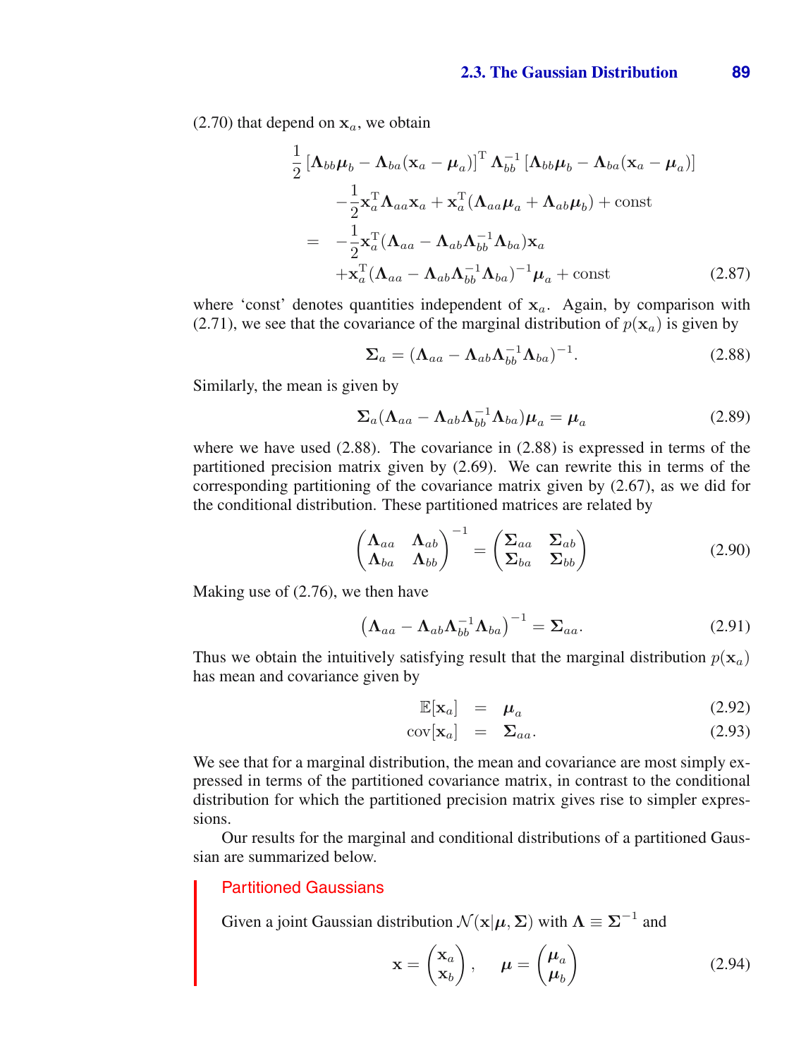(2.70) that depend on $\mathbf{x}_a$, we obtain

$$
\begin{aligned}
&\frac{1}{2}\left[\boldsymbol{\Lambda}_{bb}\boldsymbol{\mu}_b - \boldsymbol{\Lambda}_{ba}(\mathbf{x}_a - \boldsymbol{\mu}_a)\right]^{\mathrm{T}} \boldsymbol{\Lambda}_{bb}^{-1} \left[\boldsymbol{\Lambda}_{bb}\boldsymbol{\mu}_b - \boldsymbol{\Lambda}_{ba}(\mathbf{x}_a - \boldsymbol{\mu}_a)\right] \\
&\qquad -\frac{1}{2}\mathbf{x}_a^{\mathrm{T}}\boldsymbol{\Lambda}_{aa}\mathbf{x}_a + \mathbf{x}_a^{\mathrm{T}}(\boldsymbol{\Lambda}_{aa}\boldsymbol{\mu}_a + \boldsymbol{\Lambda}_{ab}\boldsymbol{\mu}_b) + \text{const} \\
&= \quad -\frac{1}{2}\mathbf{x}_a^{\mathrm{T}}(\boldsymbol{\Lambda}_{aa} - \boldsymbol{\Lambda}_{ab}\boldsymbol{\Lambda}_{bb}^{-1}\boldsymbol{\Lambda}_{ba})\mathbf{x}_a \\
&\qquad +\mathbf{x}_a^{\mathrm{T}}(\boldsymbol{\Lambda}_{aa} - \boldsymbol{\Lambda}_{ab}\boldsymbol{\Lambda}_{bb}^{-1}\boldsymbol{\Lambda}_{ba})^{-1}\boldsymbol{\mu}_a + \text{const}
\end{aligned}
\tag{2.87}
$$

where 'const' denotes quantities independent of $\mathbf{x}_a$. Again, by comparison with (2.71), we see that the covariance of the marginal distribution of $p(\mathbf{x}_a)$ is given by

$$
\boldsymbol{\Sigma}_a = (\boldsymbol{\Lambda}_{aa} - \boldsymbol{\Lambda}_{ab}\boldsymbol{\Lambda}_{bb}^{-1}\boldsymbol{\Lambda}_{ba})^{-1}. \tag{2.88}
$$

Similarly, the mean is given by

$$
\boldsymbol{\Sigma}_a(\boldsymbol{\Lambda}_{aa} - \boldsymbol{\Lambda}_{ab}\boldsymbol{\Lambda}_{bb}^{-1}\boldsymbol{\Lambda}_{ba})\boldsymbol{\mu}_a = \boldsymbol{\mu}_a \tag{2.89}
$$

where we have used (2.88). The covariance in (2.88) is expressed in terms of the partitioned precision matrix given by (2.69). We can rewrite this in terms of the corresponding partitioning of the covariance matrix given by (2.67), as we did for the conditional distribution. These partitioned matrices are related by

$$
\begin{pmatrix} \boldsymbol{\Lambda}_{aa} & \boldsymbol{\Lambda}_{ab} \\ \boldsymbol{\Lambda}_{ba} & \boldsymbol{\Lambda}_{bb} \end{pmatrix}^{-1} = \begin{pmatrix} \boldsymbol{\Sigma}_{aa} & \boldsymbol{\Sigma}_{ab} \\ \boldsymbol{\Sigma}_{ba} & \boldsymbol{\Sigma}_{bb} \end{pmatrix} \tag{2.90}
$$

Making use of (2.76), we then have

$$
\left(\boldsymbol{\Lambda}_{aa} - \boldsymbol{\Lambda}_{ab}\boldsymbol{\Lambda}_{bb}^{-1}\boldsymbol{\Lambda}_{ba}\right)^{-1} = \boldsymbol{\Sigma}_{aa}. \tag{2.91}
$$

Thus we obtain the intuitively satisfying result that the marginal distribution $p(\mathbf{x}_a)$ has mean and covariance given by

$$
\mathbb{E}[\mathbf{x}_a] = \boldsymbol{\mu}_a \tag{2.92}
$$

$$
\operatorname{cov}[\mathbf{x}_a] = \boldsymbol{\Sigma}_{aa}. \tag{2.93}
$$

We see that for a marginal distribution, the mean and covariance are most simply expressed in terms of the partitioned covariance matrix, in contrast to the conditional distribution for which the partitioned precision matrix gives rise to simpler expressions.

Our results for the marginal and conditional distributions of a partitioned Gaussian are summarized below.

### Partitioned Gaussians

Given a joint Gaussian distribution $\mathcal{N}(\mathbf{x}|\boldsymbol{\mu}, \boldsymbol{\Sigma})$ with $\boldsymbol{\Lambda} \equiv \boldsymbol{\Sigma}^{-1}$ and

$$
\mathbf{x} = \begin{pmatrix} \mathbf{x}_a \\ \mathbf{x}_b \end{pmatrix}, \qquad \boldsymbol{\mu} = \begin{pmatrix} \boldsymbol{\mu}_a \\ \boldsymbol{\mu}_b \end{pmatrix} \tag{2.94}
$$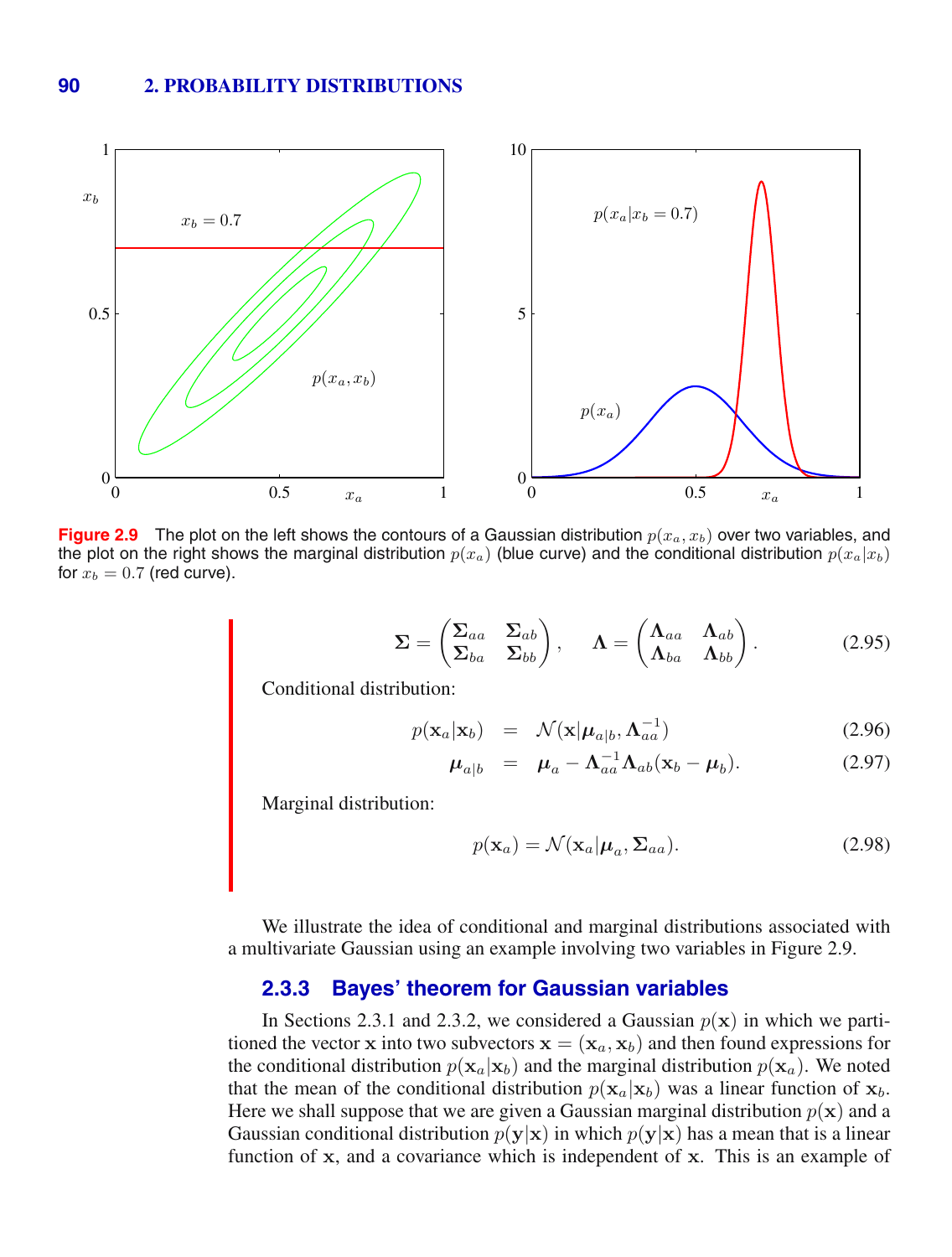Figure 2.9 The plot on the left shows the contours of a Gaussian distribution $p(x_a, x_b)$ over two variables, and the plot on the right shows the marginal distribution $p(x_a)$ (blue curve) and the conditional distribution $p(x_a|x_b)$ for $x_b = 0.7$ (red curve).

$$\boldsymbol{\Sigma} = \begin{pmatrix} \boldsymbol{\Sigma}_{aa} & \boldsymbol{\Sigma}_{ab} \\ \boldsymbol{\Sigma}_{ba} & \boldsymbol{\Sigma}_{bb} \end{pmatrix}, \quad \boldsymbol{\Lambda} = \begin{pmatrix} \boldsymbol{\Lambda}_{aa} & \boldsymbol{\Lambda}_{ab} \\ \boldsymbol{\Lambda}_{ba} & \boldsymbol{\Lambda}_{bb} \end{pmatrix}. \tag{2.95}$$

Conditional distribution:

$$p(\mathbf{x}_a|\mathbf{x}_b) = \mathcal{N}(\mathbf{x}|\boldsymbol{\mu}_{a|b}, \boldsymbol{\Lambda}_{aa}^{-1}) \tag{2.96}$$

$$\boldsymbol{\mu}_{a|b} = \boldsymbol{\mu}_a - \boldsymbol{\Lambda}_{aa}^{-1}\boldsymbol{\Lambda}_{ab}(\mathbf{x}_b - \boldsymbol{\mu}_b). \tag{2.97}$$

Marginal distribution:

$$p(\mathbf{x}_a) = \mathcal{N}(\mathbf{x}_a|\boldsymbol{\mu}_a, \boldsymbol{\Sigma}_{aa}). \tag{2.98}$$

We illustrate the idea of conditional and marginal distributions associated with a multivariate Gaussian using an example involving two variables in Figure 2.9.

### 2.3.3 Bayes' theorem for Gaussian variables

In Sections 2.3.1 and 2.3.2, we considered a Gaussian $p(\mathbf{x})$ in which we partitioned the vector $\mathbf{x}$ into two subvectors $\mathbf{x} = (\mathbf{x}_a, \mathbf{x}_b)$ and then found expressions for the conditional distribution $p(\mathbf{x}_a|\mathbf{x}_b)$ and the marginal distribution $p(\mathbf{x}_a)$. We noted that the mean of the conditional distribution $p(\mathbf{x}_a|\mathbf{x}_b)$ was a linear function of $\mathbf{x}_b$. Here we shall suppose that we are given a Gaussian marginal distribution $p(\mathbf{x})$ and a Gaussian conditional distribution $p(\mathbf{y}|\mathbf{x})$ in which $p(\mathbf{y}|\mathbf{x})$ has a mean that is a linear function of $\mathbf{x}$, and a covariance which is independent of $\mathbf{x}$. This is an example of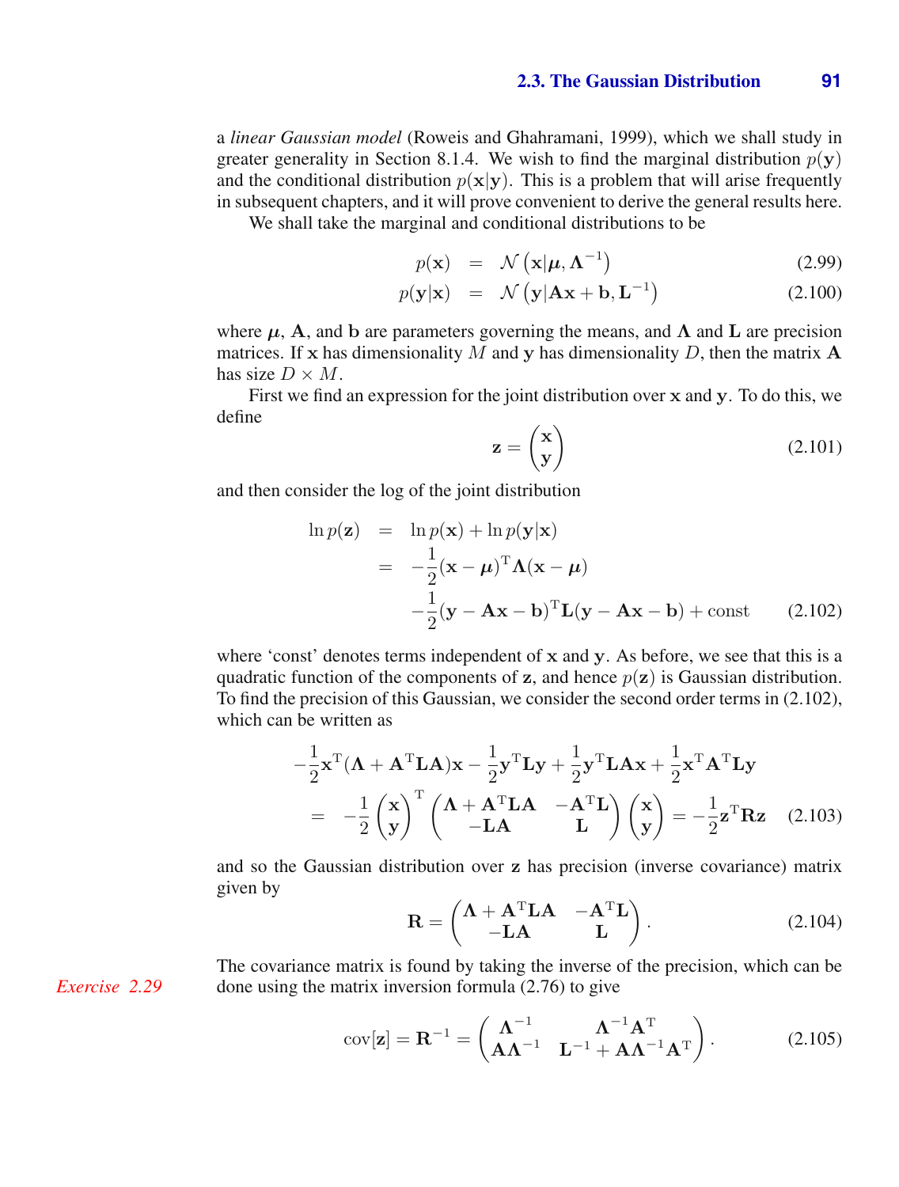a *linear Gaussian model* (Roweis and Ghahramani, 1999), which we shall study in greater generality in Section 8.1.4. We wish to find the marginal distribution $p(\mathbf{y})$ and the conditional distribution $p(\mathbf{x}|\mathbf{y})$. This is a problem that will arise frequently in subsequent chapters, and it will prove convenient to derive the general results here.

We shall take the marginal and conditional distributions to be

$$p(\mathbf{x}) = \mathcal{N}\left(\mathbf{x}|\boldsymbol{\mu}, \boldsymbol{\Lambda}^{-1}\right) \tag{2.99}$$

$$p(\mathbf{y}|\mathbf{x}) = \mathcal{N}\left(\mathbf{y}|\mathbf{A}\mathbf{x} + \mathbf{b}, \mathbf{L}^{-1}\right) \tag{2.100}$$

where $\boldsymbol{\mu}$, $\mathbf{A}$, and $\mathbf{b}$ are parameters governing the means, and $\boldsymbol{\Lambda}$ and $\mathbf{L}$ are precision matrices. If $\mathbf{x}$ has dimensionality $M$ and $\mathbf{y}$ has dimensionality $D$, then the matrix $\mathbf{A}$ has size $D \times M$.

First we find an expression for the joint distribution over $\mathbf{x}$ and $\mathbf{y}$. To do this, we define

$$\mathbf{z} = \begin{pmatrix} \mathbf{x} \\ \mathbf{y} \end{pmatrix} \tag{2.101}$$

and then consider the log of the joint distribution

$$\begin{aligned} \ln p(\mathbf{z}) &= \ln p(\mathbf{x}) + \ln p(\mathbf{y}|\mathbf{x}) \\ &= -\frac{1}{2}(\mathbf{x} - \boldsymbol{\mu})^{\mathrm{T}}\boldsymbol{\Lambda}(\mathbf{x} - \boldsymbol{\mu}) \\ &\quad -\frac{1}{2}(\mathbf{y} - \mathbf{A}\mathbf{x} - \mathbf{b})^{\mathrm{T}}\mathbf{L}(\mathbf{y} - \mathbf{A}\mathbf{x} - \mathbf{b}) + \text{const} \end{aligned} \tag{2.102}$$

where 'const' denotes terms independent of $\mathbf{x}$ and $\mathbf{y}$. As before, we see that this is a quadratic function of the components of $\mathbf{z}$, and hence $p(\mathbf{z})$ is Gaussian distribution. To find the precision of this Gaussian, we consider the second order terms in (2.102), which can be written as

$$\begin{aligned} &-\frac{1}{2}\mathbf{x}^{\mathrm{T}}(\boldsymbol{\Lambda} + \mathbf{A}^{\mathrm{T}}\mathbf{L}\mathbf{A})\mathbf{x} - \frac{1}{2}\mathbf{y}^{\mathrm{T}}\mathbf{L}\mathbf{y} + \frac{1}{2}\mathbf{y}^{\mathrm{T}}\mathbf{L}\mathbf{A}\mathbf{x} + \frac{1}{2}\mathbf{x}^{\mathrm{T}}\mathbf{A}^{\mathrm{T}}\mathbf{L}\mathbf{y} \\ &= -\frac{1}{2}\begin{pmatrix} \mathbf{x} \\ \mathbf{y} \end{pmatrix}^{\mathrm{T}} \begin{pmatrix} \boldsymbol{\Lambda} + \mathbf{A}^{\mathrm{T}}\mathbf{L}\mathbf{A} & -\mathbf{A}^{\mathrm{T}}\mathbf{L} \\ -\mathbf{L}\mathbf{A} & \mathbf{L} \end{pmatrix} \begin{pmatrix} \mathbf{x} \\ \mathbf{y} \end{pmatrix} = -\frac{1}{2}\mathbf{z}^{\mathrm{T}}\mathbf{R}\mathbf{z} \end{aligned} \tag{2.103}$$

and so the Gaussian distribution over $\mathbf{z}$ has precision (inverse covariance) matrix given by

$$\mathbf{R} = \begin{pmatrix} \boldsymbol{\Lambda} + \mathbf{A}^{\mathrm{T}}\mathbf{L}\mathbf{A} & -\mathbf{A}^{\mathrm{T}}\mathbf{L} \\ -\mathbf{L}\mathbf{A} & \mathbf{L} \end{pmatrix}. \tag{2.104}$$

*Exercise 2.29*

The covariance matrix is found by taking the inverse of the precision, which can be done using the matrix inversion formula (2.76) to give

$$\operatorname{cov}[\mathbf{z}] = \mathbf{R}^{-1} = \begin{pmatrix} \boldsymbol{\Lambda}^{-1} & \boldsymbol{\Lambda}^{-1}\mathbf{A}^{\mathrm{T}} \\ \mathbf{A}\boldsymbol{\Lambda}^{-1} & \mathbf{L}^{-1} + \mathbf{A}\boldsymbol{\Lambda}^{-1}\mathbf{A}^{\mathrm{T}} \end{pmatrix}. \tag{2.105}$$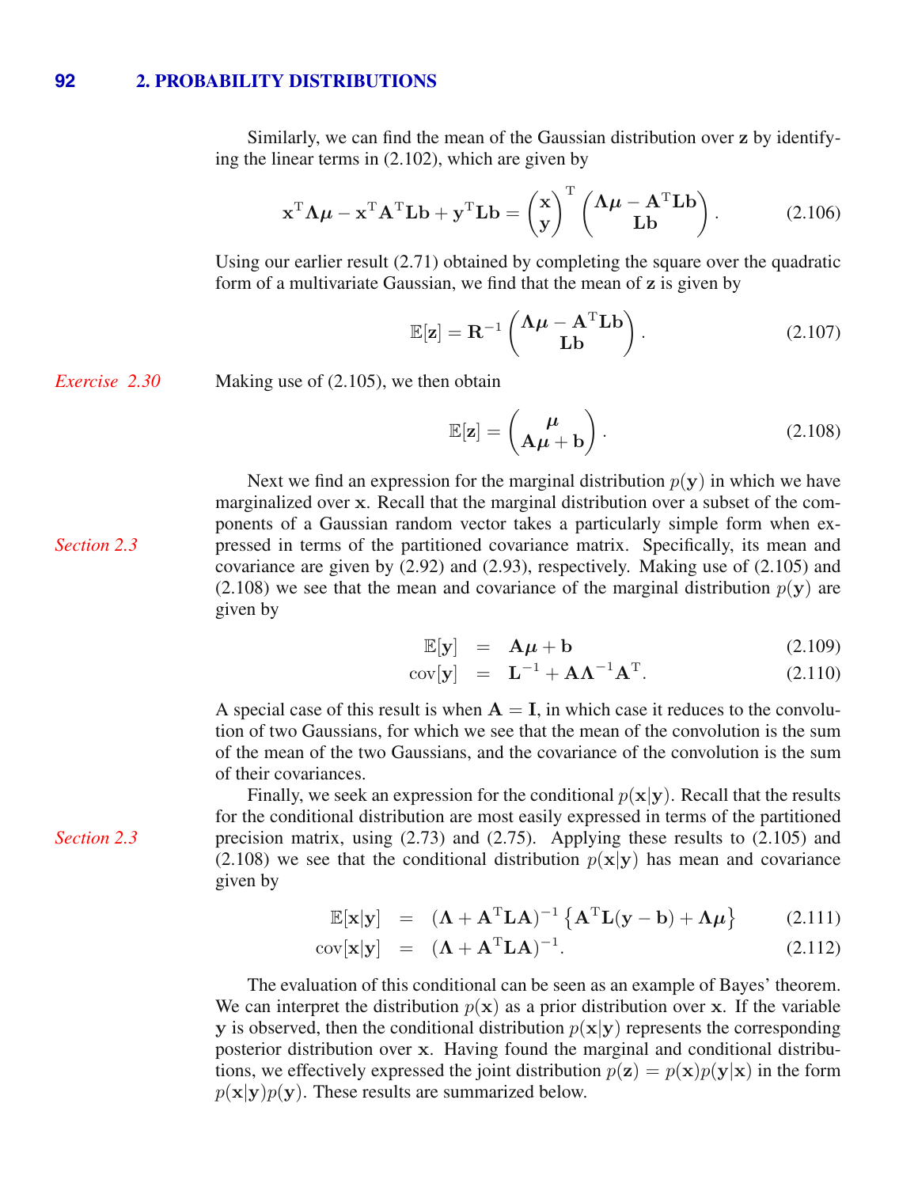Similarly, we can find the mean of the Gaussian distribution over $\mathbf{z}$ by identifying the linear terms in (2.102), which are given by

$$\mathbf{x}^{\mathrm{T}}\boldsymbol{\Lambda}\boldsymbol{\mu} - \mathbf{x}^{\mathrm{T}}\mathbf{A}^{\mathrm{T}}\mathbf{L}\mathbf{b} + \mathbf{y}^{\mathrm{T}}\mathbf{L}\mathbf{b} = \begin{pmatrix} \mathbf{x} \\ \mathbf{y} \end{pmatrix}^{\mathrm{T}} \begin{pmatrix} \boldsymbol{\Lambda}\boldsymbol{\mu} - \mathbf{A}^{\mathrm{T}}\mathbf{L}\mathbf{b} \\ \mathbf{L}\mathbf{b} \end{pmatrix}. \tag{2.106}$$

Using our earlier result (2.71) obtained by completing the square over the quadratic form of a multivariate Gaussian, we find that the mean of $\mathbf{z}$ is given by

$$\mathbb{E}[\mathbf{z}] = \mathbf{R}^{-1} \begin{pmatrix} \boldsymbol{\Lambda}\boldsymbol{\mu} - \mathbf{A}^{\mathrm{T}}\mathbf{L}\mathbf{b} \\ \mathbf{L}\mathbf{b} \end{pmatrix}. \tag{2.107}$$

*Exercise 2.30*

Making use of (2.105), we then obtain

$$\mathbb{E}[\mathbf{z}] = \begin{pmatrix} \boldsymbol{\mu} \\ \mathbf{A}\boldsymbol{\mu} + \mathbf{b} \end{pmatrix}. \tag{2.108}$$

Next we find an expression for the marginal distribution $p(\mathbf{y})$ in which we have marginalized over $\mathbf{x}$. Recall that the marginal distribution over a subset of the components of a Gaussian random vector takes a particularly simple form when expressed in terms of the partitioned covariance matrix. Specifically, its mean and covariance are given by (2.92) and (2.93), respectively. Making use of (2.105) and (2.108) we see that the mean and covariance of the marginal distribution $p(\mathbf{y})$ are given by

*Section 2.3*

$$\mathbb{E}[\mathbf{y}] = \mathbf{A}\boldsymbol{\mu} + \mathbf{b} \tag{2.109}$$

$$\mathrm{cov}[\mathbf{y}] = \mathbf{L}^{-1} + \mathbf{A}\boldsymbol{\Lambda}^{-1}\mathbf{A}^{\mathrm{T}}. \tag{2.110}$$

A special case of this result is when $\mathbf{A} = \mathbf{I}$, in which case it reduces to the convolution of two Gaussians, for which we see that the mean of the convolution is the sum of the mean of the two Gaussians, and the covariance of the convolution is the sum of their covariances.

Finally, we seek an expression for the conditional $p(\mathbf{x}|\mathbf{y})$. Recall that the results for the conditional distribution are most easily expressed in terms of the partitioned precision matrix, using (2.73) and (2.75). Applying these results to (2.105) and (2.108) we see that the conditional distribution $p(\mathbf{x}|\mathbf{y})$ has mean and covariance given by

*Section 2.3*

$$\mathbb{E}[\mathbf{x}|\mathbf{y}] = (\boldsymbol{\Lambda} + \mathbf{A}^{\mathrm{T}}\mathbf{L}\mathbf{A})^{-1} \left\{ \mathbf{A}^{\mathrm{T}}\mathbf{L}(\mathbf{y} - \mathbf{b}) + \boldsymbol{\Lambda}\boldsymbol{\mu} \right\} \tag{2.111}$$

$$\mathrm{cov}[\mathbf{x}|\mathbf{y}] = (\boldsymbol{\Lambda} + \mathbf{A}^{\mathrm{T}}\mathbf{L}\mathbf{A})^{-1}. \tag{2.112}$$

The evaluation of this conditional can be seen as an example of Bayes' theorem. We can interpret the distribution $p(\mathbf{x})$ as a prior distribution over $\mathbf{x}$. If the variable $\mathbf{y}$ is observed, then the conditional distribution $p(\mathbf{x}|\mathbf{y})$ represents the corresponding posterior distribution over $\mathbf{x}$. Having found the marginal and conditional distributions, we effectively expressed the joint distribution $p(\mathbf{z}) = p(\mathbf{x})p(\mathbf{y}|\mathbf{x})$ in the form $p(\mathbf{x}|\mathbf{y})p(\mathbf{y})$. These results are summarized below.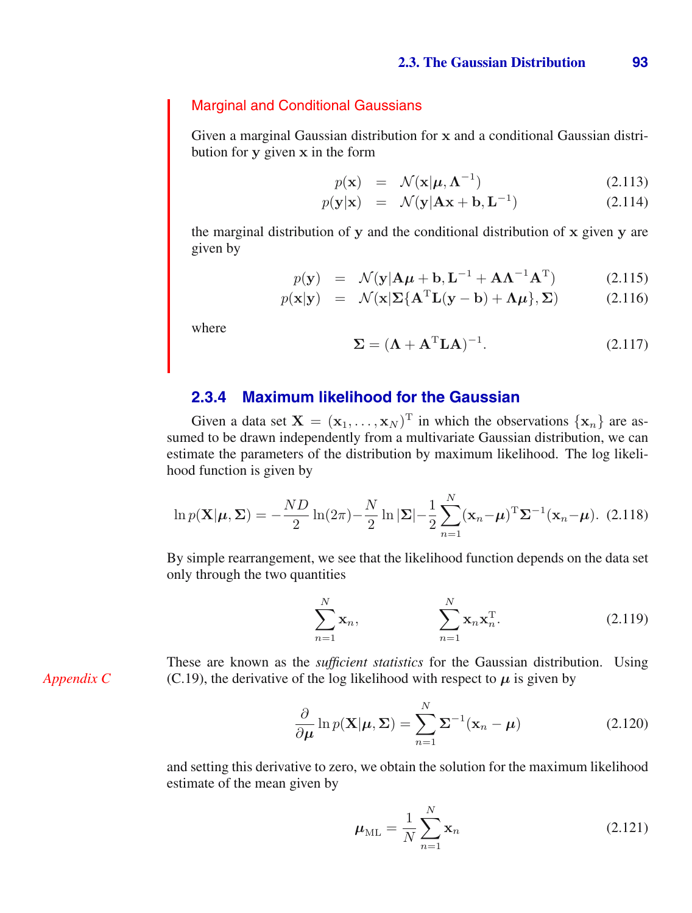**Marginal and Conditional Gaussians**

Given a marginal Gaussian distribution for $\mathbf{x}$ and a conditional Gaussian distribution for $\mathbf{y}$ given $\mathbf{x}$ in the form

$$p(\mathbf{x}) = \mathcal{N}(\mathbf{x}|\boldsymbol{\mu}, \boldsymbol{\Lambda}^{-1}) \tag{2.113}$$

$$p(\mathbf{y}|\mathbf{x}) = \mathcal{N}(\mathbf{y}|\mathbf{A}\mathbf{x} + \mathbf{b}, \mathbf{L}^{-1}) \tag{2.114}$$

the marginal distribution of $\mathbf{y}$ and the conditional distribution of $\mathbf{x}$ given $\mathbf{y}$ are given by

$$p(\mathbf{y}) = \mathcal{N}(\mathbf{y}|\mathbf{A}\boldsymbol{\mu} + \mathbf{b}, \mathbf{L}^{-1} + \mathbf{A}\boldsymbol{\Lambda}^{-1}\mathbf{A}^{\mathrm{T}}) \tag{2.115}$$

$$p(\mathbf{x}|\mathbf{y}) = \mathcal{N}(\mathbf{x}|\boldsymbol{\Sigma}\{\mathbf{A}^{\mathrm{T}}\mathbf{L}(\mathbf{y} - \mathbf{b}) + \boldsymbol{\Lambda}\boldsymbol{\mu}\}, \boldsymbol{\Sigma}) \tag{2.116}$$

where

$$\boldsymbol{\Sigma} = (\boldsymbol{\Lambda} + \mathbf{A}^{\mathrm{T}}\mathbf{L}\mathbf{A})^{-1}. \tag{2.117}$$

### 2.3.4 Maximum likelihood for the Gaussian

Given a data set $\mathbf{X} = (\mathbf{x}_1, \ldots, \mathbf{x}_N)^{\mathrm{T}}$ in which the observations $\{\mathbf{x}_n\}$ are assumed to be drawn independently from a multivariate Gaussian distribution, we can estimate the parameters of the distribution by maximum likelihood. The log likelihood function is given by

$$\ln p(\mathbf{X}|\boldsymbol{\mu}, \boldsymbol{\Sigma}) = -\frac{ND}{2}\ln(2\pi) - \frac{N}{2}\ln|\boldsymbol{\Sigma}| - \frac{1}{2}\sum_{n=1}^{N}(\mathbf{x}_n - \boldsymbol{\mu})^{\mathrm{T}}\boldsymbol{\Sigma}^{-1}(\mathbf{x}_n - \boldsymbol{\mu}). \tag{2.118}$$

By simple rearrangement, we see that the likelihood function depends on the data set only through the two quantities

$$\sum_{n=1}^{N}\mathbf{x}_n, \qquad \sum_{n=1}^{N}\mathbf{x}_n\mathbf{x}_n^{\mathrm{T}}. \tag{2.119}$$

*Appendix C*

These are known as the *sufficient statistics* for the Gaussian distribution. Using (C.19), the derivative of the log likelihood with respect to $\boldsymbol{\mu}$ is given by

$$\frac{\partial}{\partial \boldsymbol{\mu}}\ln p(\mathbf{X}|\boldsymbol{\mu}, \boldsymbol{\Sigma}) = \sum_{n=1}^{N}\boldsymbol{\Sigma}^{-1}(\mathbf{x}_n - \boldsymbol{\mu}) \tag{2.120}$$

and setting this derivative to zero, we obtain the solution for the maximum likelihood estimate of the mean given by

$$\boldsymbol{\mu}_{\mathrm{ML}} = \frac{1}{N}\sum_{n=1}^{N}\mathbf{x}_n \tag{2.121}$$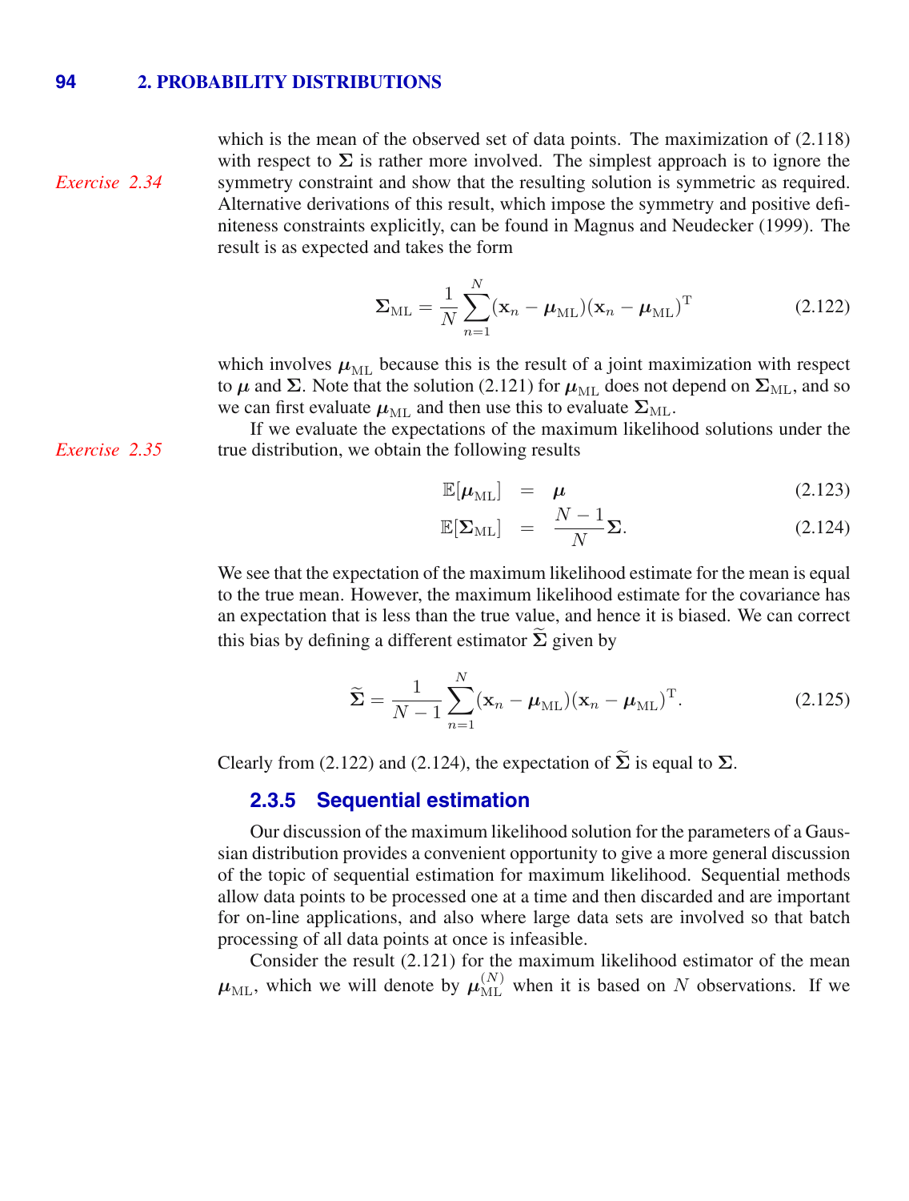which is the mean of the observed set of data points. The maximization of (2.118) with respect to $\boldsymbol{\Sigma}$ is rather more involved. The simplest approach is to ignore the symmetry constraint and show that the resulting solution is symmetric as required. Alternative derivations of this result, which impose the symmetry and positive definiteness constraints explicitly, can be found in Magnus and Neudecker (1999). The result is as expected and takes the form

*Exercise 2.34*

$$\boldsymbol{\Sigma}_{\mathrm{ML}} = \frac{1}{N}\sum_{n=1}^{N}(\mathbf{x}_n - \boldsymbol{\mu}_{\mathrm{ML}})(\mathbf{x}_n - \boldsymbol{\mu}_{\mathrm{ML}})^{\mathrm{T}} \tag{2.122}$$

which involves $\boldsymbol{\mu}_{\mathrm{ML}}$ because this is the result of a joint maximization with respect to $\boldsymbol{\mu}$ and $\boldsymbol{\Sigma}$. Note that the solution (2.121) for $\boldsymbol{\mu}_{\mathrm{ML}}$ does not depend on $\boldsymbol{\Sigma}_{\mathrm{ML}}$, and so we can first evaluate $\boldsymbol{\mu}_{\mathrm{ML}}$ and then use this to evaluate $\boldsymbol{\Sigma}_{\mathrm{ML}}$.

If we evaluate the expectations of the maximum likelihood solutions under the true distribution, we obtain the following results

*Exercise 2.35*

$$\mathbb{E}[\boldsymbol{\mu}_{\mathrm{ML}}] = \boldsymbol{\mu} \tag{2.123}$$

$$\mathbb{E}[\boldsymbol{\Sigma}_{\mathrm{ML}}] = \frac{N-1}{N}\boldsymbol{\Sigma}. \tag{2.124}$$

We see that the expectation of the maximum likelihood estimate for the mean is equal to the true mean. However, the maximum likelihood estimate for the covariance has an expectation that is less than the true value, and hence it is biased. We can correct this bias by defining a different estimator $\widetilde{\boldsymbol{\Sigma}}$ given by

$$\widetilde{\boldsymbol{\Sigma}} = \frac{1}{N-1}\sum_{n=1}^{N}(\mathbf{x}_n - \boldsymbol{\mu}_{\mathrm{ML}})(\mathbf{x}_n - \boldsymbol{\mu}_{\mathrm{ML}})^{\mathrm{T}}. \tag{2.125}$$

Clearly from (2.122) and (2.124), the expectation of $\widetilde{\boldsymbol{\Sigma}}$ is equal to $\boldsymbol{\Sigma}$.

### 2.3.5 Sequential estimation

Our discussion of the maximum likelihood solution for the parameters of a Gaussian distribution provides a convenient opportunity to give a more general discussion of the topic of sequential estimation for maximum likelihood. Sequential methods allow data points to be processed one at a time and then discarded and are important for on-line applications, and also where large data sets are involved so that batch processing of all data points at once is infeasible.

Consider the result (2.121) for the maximum likelihood estimator of the mean $\boldsymbol{\mu}_{\mathrm{ML}}$, which we will denote by $\boldsymbol{\mu}_{\mathrm{ML}}^{(N)}$ when it is based on $N$ observations. If we